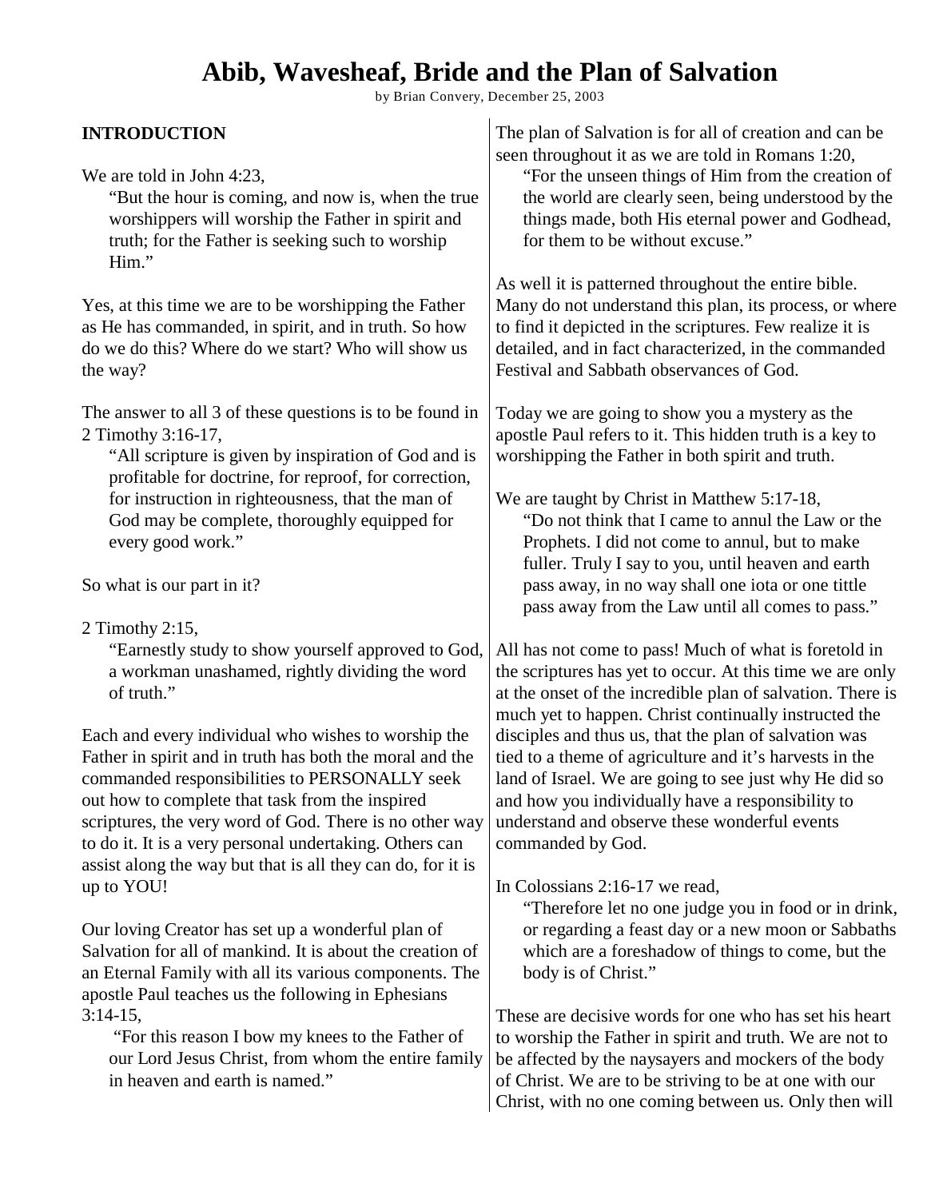# Abib, Wavesheaf, Bride and the Plan of Salvation

by Brian Convery, December 25, 2003

## INTRODUCTION

We are told in John 4:23,

> "But the hour is coming, and now is, when the true worshippers will worship the Father in spirit and truth; for the Father is seeking such to worship Him."

Yes, at this time we are to be worshipping the Father as He has commanded, in spirit, and in truth. So how do we do this? Where do we start? Who will show us the way?

The answer to all 3 of these questions is to be found in 2 Timothy 3:16-17,

> "All scripture is given by inspiration of God and is profitable for doctrine, for reproof, for correction, for instruction in righteousness, that the man of God may be complete, thoroughly equipped for every good work."

So what is our part in it?

2 Timothy 2:15,

> "Earnestly study to show yourself approved to God, a workman unashamed, rightly dividing the word of truth."

Each and every individual who wishes to worship the Father in spirit and in truth has both the moral and the commanded responsibilities to PERSONALLY seek out how to complete that task from the inspired scriptures, the very word of God. There is no other way to do it. It is a very personal undertaking. Others can assist along the way but that is all they can do, for it is up to YOU!

Our loving Creator has set up a wonderful plan of Salvation for all of mankind. It is about the creation of an Eternal Family with all its various components. The apostle Paul teaches us the following in Ephesians 3:14-15,

> "For this reason I bow my knees to the Father of our Lord Jesus Christ, from whom the entire family in heaven and earth is named."

The plan of Salvation is for all of creation and can be seen throughout it as we are told in Romans 1:20,

> "For the unseen things of Him from the creation of the world are clearly seen, being understood by the things made, both His eternal power and Godhead, for them to be without excuse."

As well it is patterned throughout the entire bible. Many do not understand this plan, its process, or where to find it depicted in the scriptures. Few realize it is detailed, and in fact characterized, in the commanded Festival and Sabbath observances of God.

Today we are going to show you a mystery as the apostle Paul refers to it. This hidden truth is a key to worshipping the Father in both spirit and truth.

We are taught by Christ in Matthew 5:17-18,

> "Do not think that I came to annul the Law or the Prophets. I did not come to annul, but to make fuller. Truly I say to you, until heaven and earth pass away, in no way shall one iota or one tittle pass away from the Law until all comes to pass."

All has not come to pass! Much of what is foretold in the scriptures has yet to occur. At this time we are only at the onset of the incredible plan of salvation. There is much yet to happen. Christ continually instructed the disciples and thus us, that the plan of salvation was tied to a theme of agriculture and it's harvests in the land of Israel. We are going to see just why He did so and how you individually have a responsibility to understand and observe these wonderful events commanded by God.

In Colossians 2:16-17 we read,

> "Therefore let no one judge you in food or in drink, or regarding a feast day or a new moon or Sabbaths which are a foreshadow of things to come, but the body is of Christ."

These are decisive words for one who has set his heart to worship the Father in spirit and truth. We are not to be affected by the naysayers and mockers of the body of Christ. We are to be striving to be at one with our Christ, with no one coming between us. Only then will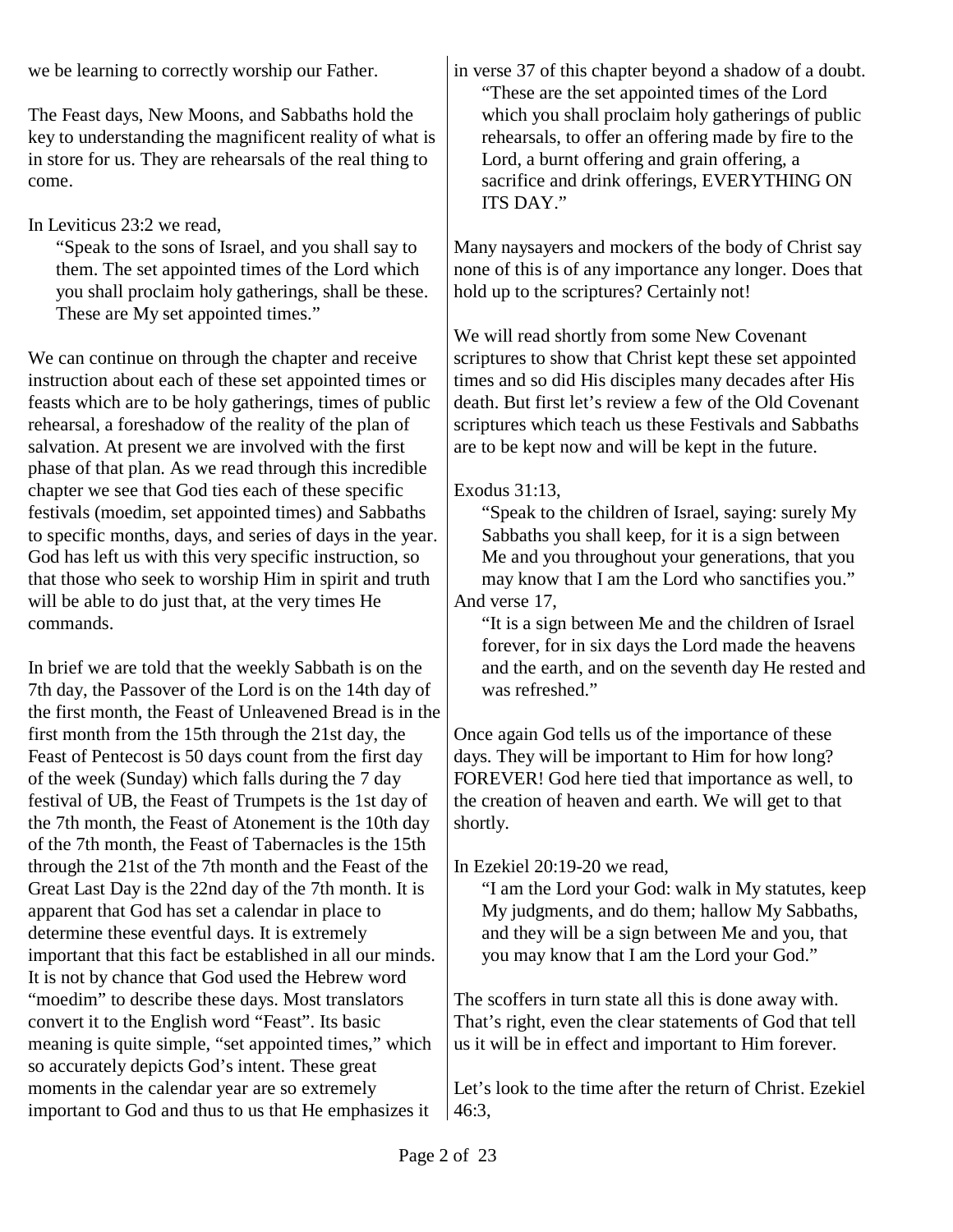we be learning to correctly worship our Father.

The Feast days, New Moons, and Sabbaths hold the key to understanding the magnificent reality of what is in store for us. They are rehearsals of the real thing to come.

In Leviticus 23:2 we read,

> "Speak to the sons of Israel, and you shall say to them. The set appointed times of the Lord which you shall proclaim holy gatherings, shall be these. These are My set appointed times."

We can continue on through the chapter and receive instruction about each of these set appointed times or feasts which are to be holy gatherings, times of public rehearsal, a foreshadow of the reality of the plan of salvation. At present we are involved with the first phase of that plan. As we read through this incredible chapter we see that God ties each of these specific festivals (moedim, set appointed times) and Sabbaths to specific months, days, and series of days in the year. God has left us with this very specific instruction, so that those who seek to worship Him in spirit and truth will be able to do just that, at the very times He commands.

In brief we are told that the weekly Sabbath is on the 7th day, the Passover of the Lord is on the 14th day of the first month, the Feast of Unleavened Bread is in the first month from the 15th through the 21st day, the Feast of Pentecost is 50 days count from the first day of the week (Sunday) which falls during the 7 day festival of UB, the Feast of Trumpets is the 1st day of the 7th month, the Feast of Atonement is the 10th day of the 7th month, the Feast of Tabernacles is the 15th through the 21st of the 7th month and the Feast of the Great Last Day is the 22nd day of the 7th month. It is apparent that God has set a calendar in place to determine these eventful days. It is extremely important that this fact be established in all our minds. It is not by chance that God used the Hebrew word "moedim" to describe these days. Most translators convert it to the English word "Feast". Its basic meaning is quite simple, "set appointed times," which so accurately depicts God's intent. These great moments in the calendar year are so extremely important to God and thus to us that He emphasizes it in verse 37 of this chapter beyond a shadow of a doubt.

> "These are the set appointed times of the Lord which you shall proclaim holy gatherings of public rehearsals, to offer an offering made by fire to the Lord, a burnt offering and grain offering, a sacrifice and drink offerings, EVERYTHING ON ITS DAY."

Many naysayers and mockers of the body of Christ say none of this is of any importance any longer. Does that hold up to the scriptures? Certainly not!

We will read shortly from some New Covenant scriptures to show that Christ kept these set appointed times and so did His disciples many decades after His death. But first let's review a few of the Old Covenant scriptures which teach us these Festivals and Sabbaths are to be kept now and will be kept in the future.

Exodus 31:13,

> "Speak to the children of Israel, saying: surely My Sabbaths you shall keep, for it is a sign between Me and you throughout your generations, that you may know that I am the Lord who sanctifies you."

And verse 17,

> "It is a sign between Me and the children of Israel forever, for in six days the Lord made the heavens and the earth, and on the seventh day He rested and was refreshed."

Once again God tells us of the importance of these days. They will be important to Him for how long? FOREVER! God here tied that importance as well, to the creation of heaven and earth. We will get to that shortly.

In Ezekiel 20:19-20 we read,

> "I am the Lord your God: walk in My statutes, keep My judgments, and do them; hallow My Sabbaths, and they will be a sign between Me and you, that you may know that I am the Lord your God."

The scoffers in turn state all this is done away with. That's right, even the clear statements of God that tell us it will be in effect and important to Him forever.

Let's look to the time after the return of Christ. Ezekiel 46:3,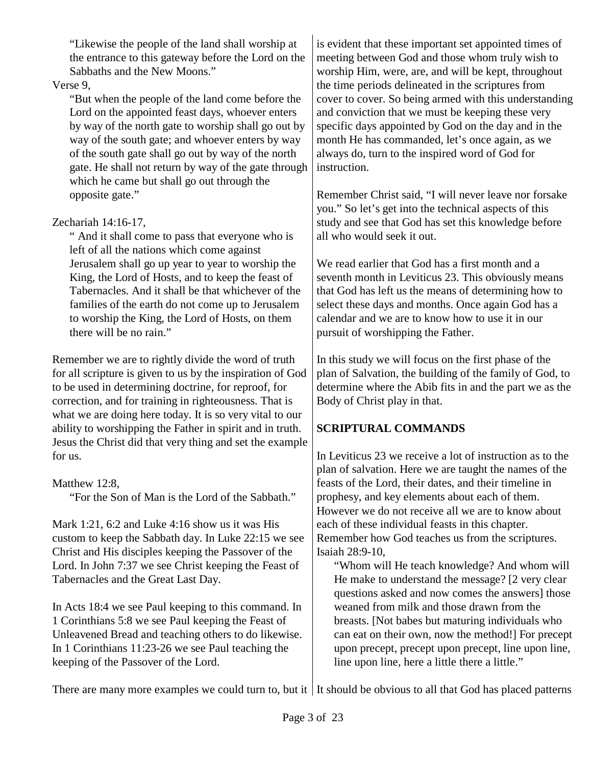> "Likewise the people of the land shall worship at the entrance to this gateway before the Lord on the Sabbaths and the New Moons."

Verse 9,

> "But when the people of the land come before the Lord on the appointed feast days, whoever enters by way of the north gate to worship shall go out by way of the south gate; and whoever enters by way of the south gate shall go out by way of the north gate. He shall not return by way of the gate through which he came but shall go out through the opposite gate."

Zechariah 14:16-17,

> " And it shall come to pass that everyone who is left of all the nations which come against Jerusalem shall go up year to year to worship the King, the Lord of Hosts, and to keep the feast of Tabernacles. And it shall be that whichever of the families of the earth do not come up to Jerusalem to worship the King, the Lord of Hosts, on them there will be no rain."

Remember we are to rightly divide the word of truth for all scripture is given to us by the inspiration of God to be used in determining doctrine, for reproof, for correction, and for training in righteousness. That is what we are doing here today. It is so very vital to our ability to worshipping the Father in spirit and in truth. Jesus the Christ did that very thing and set the example for us.

Matthew 12:8,

> "For the Son of Man is the Lord of the Sabbath."

Mark 1:21, 6:2 and Luke 4:16 show us it was His custom to keep the Sabbath day. In Luke 22:15 we see Christ and His disciples keeping the Passover of the Lord. In John 7:37 we see Christ keeping the Feast of Tabernacles and the Great Last Day.

In Acts 18:4 we see Paul keeping to this command. In 1 Corinthians 5:8 we see Paul keeping the Feast of Unleavened Bread and teaching others to do likewise. In 1 Corinthians 11:23-26 we see Paul teaching the keeping of the Passover of the Lord.

There are many more examples we could turn to, but it is evident that these important set appointed times of meeting between God and those whom truly wish to worship Him, were, are, and will be kept, throughout the time periods delineated in the scriptures from cover to cover. So being armed with this understanding and conviction that we must be keeping these very specific days appointed by God on the day and in the month He has commanded, let's once again, as we always do, turn to the inspired word of God for instruction.

Remember Christ said, "I will never leave nor forsake you." So let's get into the technical aspects of this study and see that God has set this knowledge before all who would seek it out.

We read earlier that God has a first month and a seventh month in Leviticus 23. This obviously means that God has left us the means of determining how to select these days and months. Once again God has a calendar and we are to know how to use it in our pursuit of worshipping the Father.

In this study we will focus on the first phase of the plan of Salvation, the building of the family of God, to determine where the Abib fits in and the part we as the Body of Christ play in that.

## SCRIPTURAL COMMANDS

In Leviticus 23 we receive a lot of instruction as to the plan of salvation. Here we are taught the names of the feasts of the Lord, their dates, and their timeline in prophesy, and key elements about each of them. However we do not receive all we are to know about each of these individual feasts in this chapter. Remember how God teaches us from the scriptures. Isaiah 28:9-10,

> "Whom will He teach knowledge? And whom will He make to understand the message? [2 very clear questions asked and now comes the answers] those weaned from milk and those drawn from the breasts. [Not babes but maturing individuals who can eat on their own, now the method!] For precept upon precept, precept upon precept, line upon line, line upon line, here a little there a little."

It should be obvious to all that God has placed patterns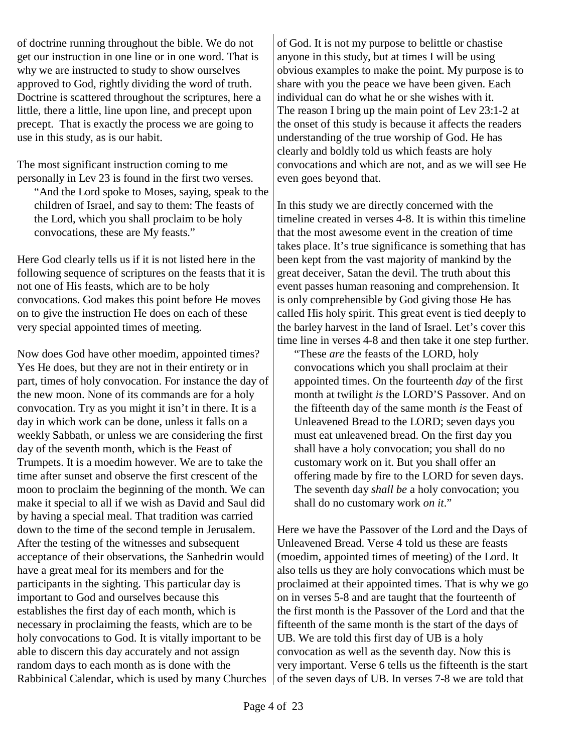of doctrine running throughout the bible. We do not get our instruction in one line or in one word. That is why we are instructed to study to show ourselves approved to God, rightly dividing the word of truth. Doctrine is scattered throughout the scriptures, here a little, there a little, line upon line, and precept upon precept. That is exactly the process we are going to use in this study, as is our habit.

The most significant instruction coming to me personally in Lev 23 is found in the first two verses.

> "And the Lord spoke to Moses, saying, speak to the children of Israel, and say to them: The feasts of the Lord, which you shall proclaim to be holy convocations, these are My feasts."

Here God clearly tells us if it is not listed here in the following sequence of scriptures on the feasts that it is not one of His feasts, which are to be holy convocations. God makes this point before He moves on to give the instruction He does on each of these very special appointed times of meeting.

Now does God have other moedim, appointed times? Yes He does, but they are not in their entirety or in part, times of holy convocation. For instance the day of the new moon. None of its commands are for a holy convocation. Try as you might it isn't in there. It is a day in which work can be done, unless it falls on a weekly Sabbath, or unless we are considering the first day of the seventh month, which is the Feast of Trumpets. It is a moedim however. We are to take the time after sunset and observe the first crescent of the moon to proclaim the beginning of the month. We can make it special to all if we wish as David and Saul did by having a special meal. That tradition was carried down to the time of the second temple in Jerusalem. After the testing of the witnesses and subsequent acceptance of their observations, the Sanhedrin would have a great meal for its members and for the participants in the sighting. This particular day is important to God and ourselves because this establishes the first day of each month, which is necessary in proclaiming the feasts, which are to be holy convocations to God. It is vitally important to be able to discern this day accurately and not assign random days to each month as is done with the Rabbinical Calendar, which is used by many Churches of God. It is not my purpose to belittle or chastise anyone in this study, but at times I will be using obvious examples to make the point. My purpose is to share with you the peace we have been given. Each individual can do what he or she wishes with it.
The reason I bring up the main point of Lev 23:1-2 at the onset of this study is because it affects the readers understanding of the true worship of God. He has clearly and boldly told us which feasts are holy convocations and which are not, and as we will see He even goes beyond that.

In this study we are directly concerned with the timeline created in verses 4-8. It is within this timeline that the most awesome event in the creation of time takes place. It's true significance is something that has been kept from the vast majority of mankind by the great deceiver, Satan the devil. The truth about this event passes human reasoning and comprehension. It is only comprehensible by God giving those He has called His holy spirit. This great event is tied deeply to the barley harvest in the land of Israel. Let's cover this time line in verses 4-8 and then take it one step further.

> "These *are* the feasts of the LORD, holy convocations which you shall proclaim at their appointed times. On the fourteenth *day* of the first month at twilight *is* the LORD'S Passover. And on the fifteenth day of the same month *is* the Feast of Unleavened Bread to the LORD; seven days you must eat unleavened bread. On the first day you shall have a holy convocation; you shall do no customary work on it. But you shall offer an offering made by fire to the LORD for seven days. The seventh day *shall be* a holy convocation; you shall do no customary work *on it*."

Here we have the Passover of the Lord and the Days of Unleavened Bread. Verse 4 told us these are feasts (moedim, appointed times of meeting) of the Lord. It also tells us they are holy convocations which must be proclaimed at their appointed times. That is why we go on in verses 5-8 and are taught that the fourteenth of the first month is the Passover of the Lord and that the fifteenth of the same month is the start of the days of UB. We are told this first day of UB is a holy convocation as well as the seventh day. Now this is very important. Verse 6 tells us the fifteenth is the start of the seven days of UB. In verses 7-8 we are told that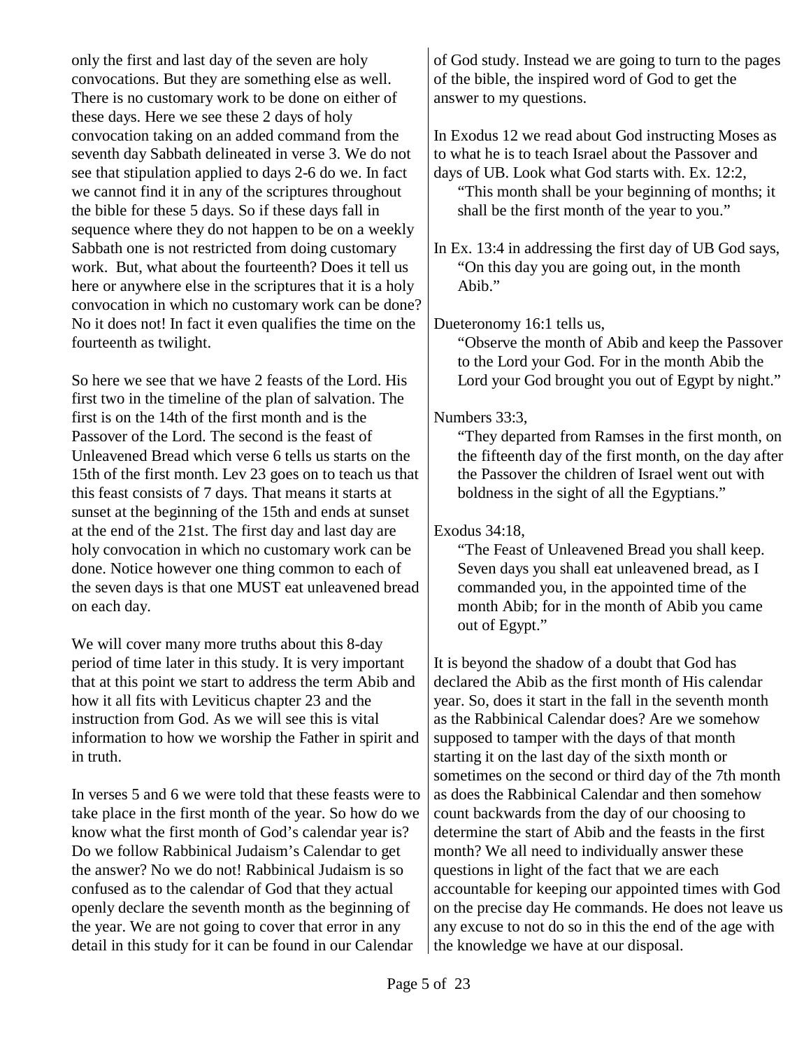only the first and last day of the seven are holy convocations. But they are something else as well. There is no customary work to be done on either of these days. Here we see these 2 days of holy convocation taking on an added command from the seventh day Sabbath delineated in verse 3. We do not see that stipulation applied to days 2-6 do we. In fact we cannot find it in any of the scriptures throughout the bible for these 5 days. So if these days fall in sequence where they do not happen to be on a weekly Sabbath one is not restricted from doing customary work. But, what about the fourteenth? Does it tell us here or anywhere else in the scriptures that it is a holy convocation in which no customary work can be done? No it does not! In fact it even qualifies the time on the fourteenth as twilight.

So here we see that we have 2 feasts of the Lord. His first two in the timeline of the plan of salvation. The first is on the 14th of the first month and is the Passover of the Lord. The second is the feast of Unleavened Bread which verse 6 tells us starts on the 15th of the first month. Lev 23 goes on to teach us that this feast consists of 7 days. That means it starts at sunset at the beginning of the 15th and ends at sunset at the end of the 21st. The first day and last day are holy convocation in which no customary work can be done. Notice however one thing common to each of the seven days is that one MUST eat unleavened bread on each day.

We will cover many more truths about this 8-day period of time later in this study. It is very important that at this point we start to address the term Abib and how it all fits with Leviticus chapter 23 and the instruction from God. As we will see this is vital information to how we worship the Father in spirit and in truth.

In verses 5 and 6 we were told that these feasts were to take place in the first month of the year. So how do we know what the first month of God's calendar year is? Do we follow Rabbinical Judaism's Calendar to get the answer? No we do not! Rabbinical Judaism is so confused as to the calendar of God that they actual openly declare the seventh month as the beginning of the year. We are not going to cover that error in any detail in this study for it can be found in our Calendar of God study. Instead we are going to turn to the pages of the bible, the inspired word of God to get the answer to my questions.

In Exodus 12 we read about God instructing Moses as to what he is to teach Israel about the Passover and days of UB. Look what God starts with. Ex. 12:2,

> "This month shall be your beginning of months; it shall be the first month of the year to you."

In Ex. 13:4 in addressing the first day of UB God says,

> "On this day you are going out, in the month Abib."

Dueteronomy 16:1 tells us,

> "Observe the month of Abib and keep the Passover to the Lord your God. For in the month Abib the Lord your God brought you out of Egypt by night."

Numbers 33:3,

> "They departed from Ramses in the first month, on the fifteenth day of the first month, on the day after the Passover the children of Israel went out with boldness in the sight of all the Egyptians."

Exodus 34:18,

> "The Feast of Unleavened Bread you shall keep. Seven days you shall eat unleavened bread, as I commanded you, in the appointed time of the month Abib; for in the month of Abib you came out of Egypt."

It is beyond the shadow of a doubt that God has declared the Abib as the first month of His calendar year. So, does it start in the fall in the seventh month as the Rabbinical Calendar does? Are we somehow supposed to tamper with the days of that month starting it on the last day of the sixth month or sometimes on the second or third day of the 7th month as does the Rabbinical Calendar and then somehow count backwards from the day of our choosing to determine the start of Abib and the feasts in the first month? We all need to individually answer these questions in light of the fact that we are each accountable for keeping our appointed times with God on the precise day He commands. He does not leave us any excuse to not do so in this the end of the age with the knowledge we have at our disposal.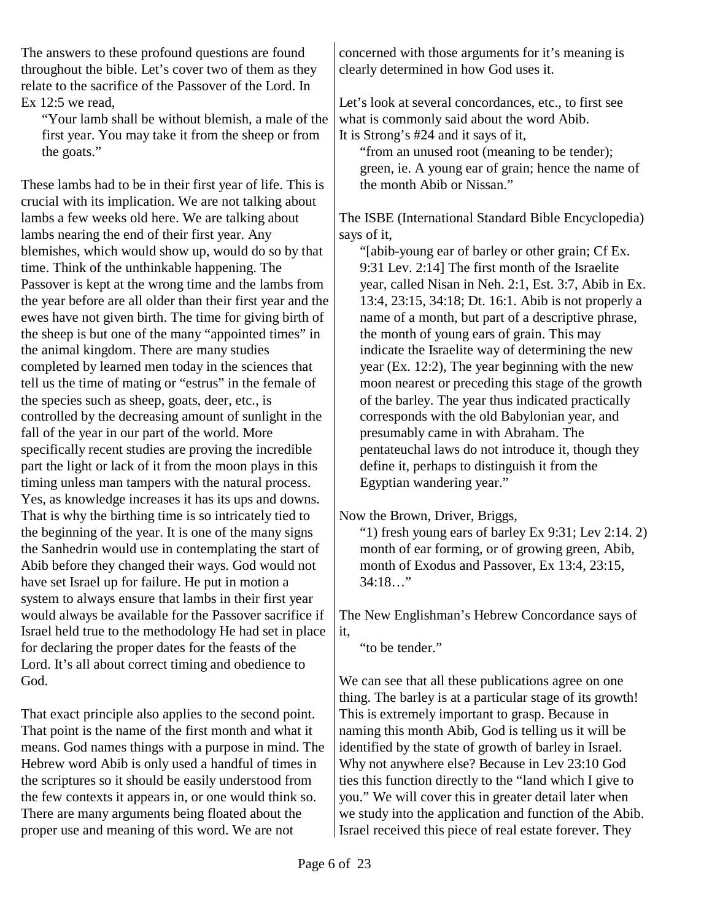The answers to these profound questions are found throughout the bible. Let's cover two of them as they relate to the sacrifice of the Passover of the Lord. In Ex 12:5 we read,

> "Your lamb shall be without blemish, a male of the first year. You may take it from the sheep or from the goats."

These lambs had to be in their first year of life. This is crucial with its implication. We are not talking about lambs a few weeks old here. We are talking about lambs nearing the end of their first year. Any blemishes, which would show up, would do so by that time. Think of the unthinkable happening. The Passover is kept at the wrong time and the lambs from the year before are all older than their first year and the ewes have not given birth. The time for giving birth of the sheep is but one of the many "appointed times" in the animal kingdom. There are many studies completed by learned men today in the sciences that tell us the time of mating or "estrus" in the female of the species such as sheep, goats, deer, etc., is controlled by the decreasing amount of sunlight in the fall of the year in our part of the world. More specifically recent studies are proving the incredible part the light or lack of it from the moon plays in this timing unless man tampers with the natural process. Yes, as knowledge increases it has its ups and downs. That is why the birthing time is so intricately tied to the beginning of the year. It is one of the many signs the Sanhedrin would use in contemplating the start of Abib before they changed their ways. God would not have set Israel up for failure. He put in motion a system to always ensure that lambs in their first year would always be available for the Passover sacrifice if Israel held true to the methodology He had set in place for declaring the proper dates for the feasts of the Lord. It's all about correct timing and obedience to God.

That exact principle also applies to the second point. That point is the name of the first month and what it means. God names things with a purpose in mind. The Hebrew word Abib is only used a handful of times in the scriptures so it should be easily understood from the few contexts it appears in, or one would think so. There are many arguments being floated about the proper use and meaning of this word. We are not concerned with those arguments for it's meaning is clearly determined in how God uses it.

Let's look at several concordances, etc., to first see what is commonly said about the word Abib.
It is Strong's #24 and it says of it,

> "from an unused root (meaning to be tender); green, ie. A young ear of grain; hence the name of the month Abib or Nissan."

The ISBE (International Standard Bible Encyclopedia) says of it,

> "[abib-young ear of barley or other grain; Cf Ex. 9:31 Lev. 2:14] The first month of the Israelite year, called Nisan in Neh. 2:1, Est. 3:7, Abib in Ex. 13:4, 23:15, 34:18; Dt. 16:1. Abib is not properly a name of a month, but part of a descriptive phrase, the month of young ears of grain. This may indicate the Israelite way of determining the new year (Ex. 12:2), The year beginning with the new moon nearest or preceding this stage of the growth of the barley. The year thus indicated practically corresponds with the old Babylonian year, and presumably came in with Abraham. The pentateuchal laws do not introduce it, though they define it, perhaps to distinguish it from the Egyptian wandering year."

Now the Brown, Driver, Briggs,

> "1) fresh young ears of barley Ex 9:31; Lev 2:14. 2) month of ear forming, or of growing green, Abib, month of Exodus and Passover, Ex 13:4, 23:15, 34:18…"

The New Englishman's Hebrew Concordance says of it,

> "to be tender."

We can see that all these publications agree on one thing. The barley is at a particular stage of its growth! This is extremely important to grasp. Because in naming this month Abib, God is telling us it will be identified by the state of growth of barley in Israel. Why not anywhere else? Because in Lev 23:10 God ties this function directly to the "land which I give to you." We will cover this in greater detail later when we study into the application and function of the Abib. Israel received this piece of real estate forever. They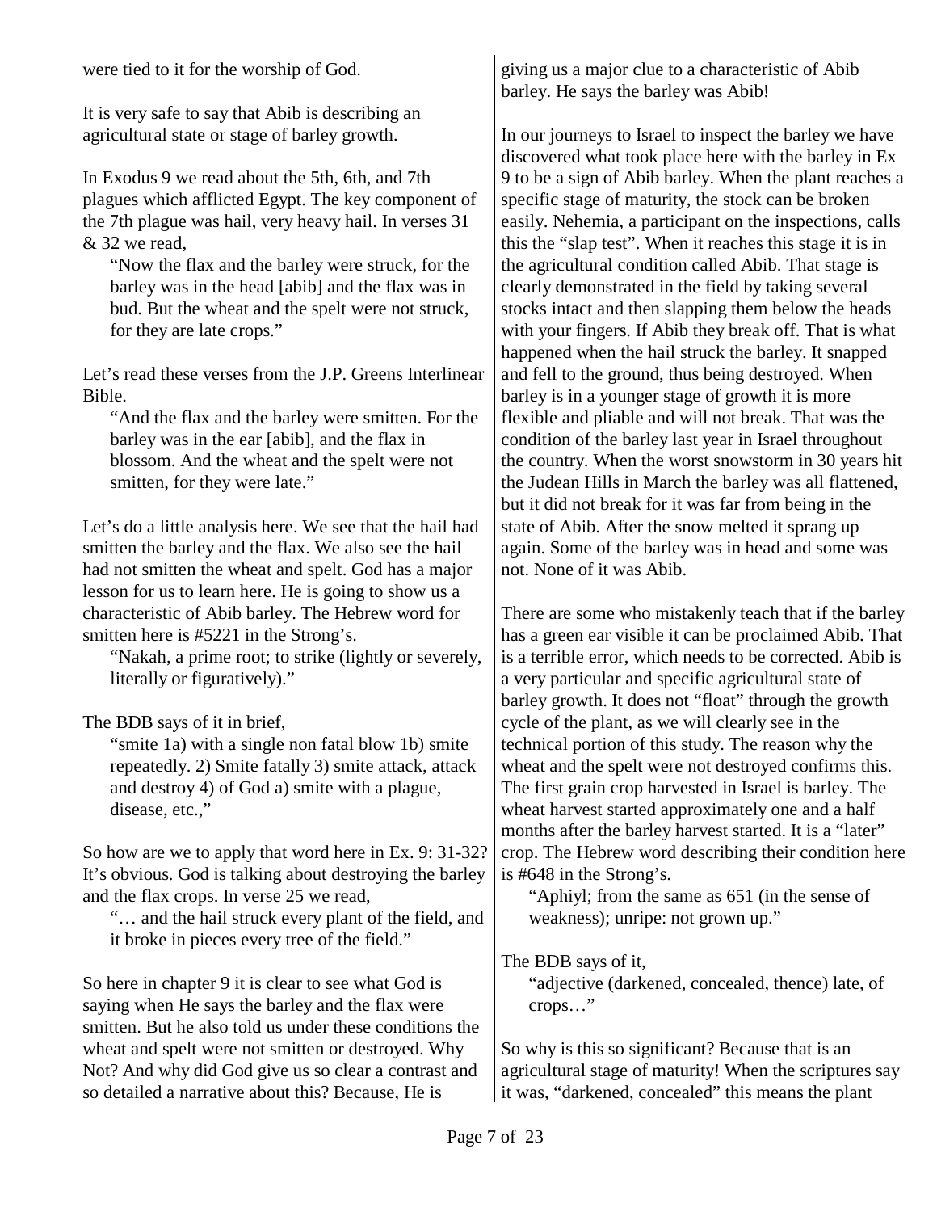were tied to it for the worship of God.

It is very safe to say that Abib is describing an agricultural state or stage of barley growth.

In Exodus 9 we read about the 5th, 6th, and 7th plagues which afflicted Egypt. The key component of the 7th plague was hail, very heavy hail. In verses 31 & 32 we read,

> "Now the flax and the barley were struck, for the barley was in the head [abib] and the flax was in bud. But the wheat and the spelt were not struck, for they are late crops."

Let's read these verses from the J.P. Greens Interlinear Bible.

> "And the flax and the barley were smitten. For the barley was in the ear [abib], and the flax in blossom. And the wheat and the spelt were not smitten, for they were late."

Let's do a little analysis here. We see that the hail had smitten the barley and the flax. We also see the hail had not smitten the wheat and spelt. God has a major lesson for us to learn here. He is going to show us a characteristic of Abib barley. The Hebrew word for smitten here is #5221 in the Strong's.

> "Nakah, a prime root; to strike (lightly or severely, literally or figuratively)."

The BDB says of it in brief,

> "smite 1a) with a single non fatal blow 1b) smite repeatedly. 2) Smite fatally 3) smite attack, attack and destroy 4) of God a) smite with a plague, disease, etc.,"

So how are we to apply that word here in Ex. 9: 31-32? It's obvious. God is talking about destroying the barley and the flax crops. In verse 25 we read,

> "… and the hail struck every plant of the field, and it broke in pieces every tree of the field."

So here in chapter 9 it is clear to see what God is saying when He says the barley and the flax were smitten. But he also told us under these conditions the wheat and spelt were not smitten or destroyed. Why Not? And why did God give us so clear a contrast and so detailed a narrative about this? Because, He is giving us a major clue to a characteristic of Abib barley. He says the barley was Abib!

In our journeys to Israel to inspect the barley we have discovered what took place here with the barley in Ex 9 to be a sign of Abib barley. When the plant reaches a specific stage of maturity, the stock can be broken easily. Nehemia, a participant on the inspections, calls this the "slap test". When it reaches this stage it is in the agricultural condition called Abib. That stage is clearly demonstrated in the field by taking several stocks intact and then slapping them below the heads with your fingers. If Abib they break off. That is what happened when the hail struck the barley. It snapped and fell to the ground, thus being destroyed. When barley is in a younger stage of growth it is more flexible and pliable and will not break. That was the condition of the barley last year in Israel throughout the country. When the worst snowstorm in 30 years hit the Judean Hills in March the barley was all flattened, but it did not break for it was far from being in the state of Abib. After the snow melted it sprang up again. Some of the barley was in head and some was not. None of it was Abib.

There are some who mistakenly teach that if the barley has a green ear visible it can be proclaimed Abib. That is a terrible error, which needs to be corrected. Abib is a very particular and specific agricultural state of barley growth. It does not "float" through the growth cycle of the plant, as we will clearly see in the technical portion of this study. The reason why the wheat and the spelt were not destroyed confirms this. The first grain crop harvested in Israel is barley. The wheat harvest started approximately one and a half months after the barley harvest started. It is a "later" crop. The Hebrew word describing their condition here is #648 in the Strong's.

> "Aphiyl; from the same as 651 (in the sense of weakness); unripe: not grown up."

The BDB says of it,

> "adjective (darkened, concealed, thence) late, of crops…"

So why is this so significant? Because that is an agricultural stage of maturity! When the scriptures say it was, "darkened, concealed" this means the plant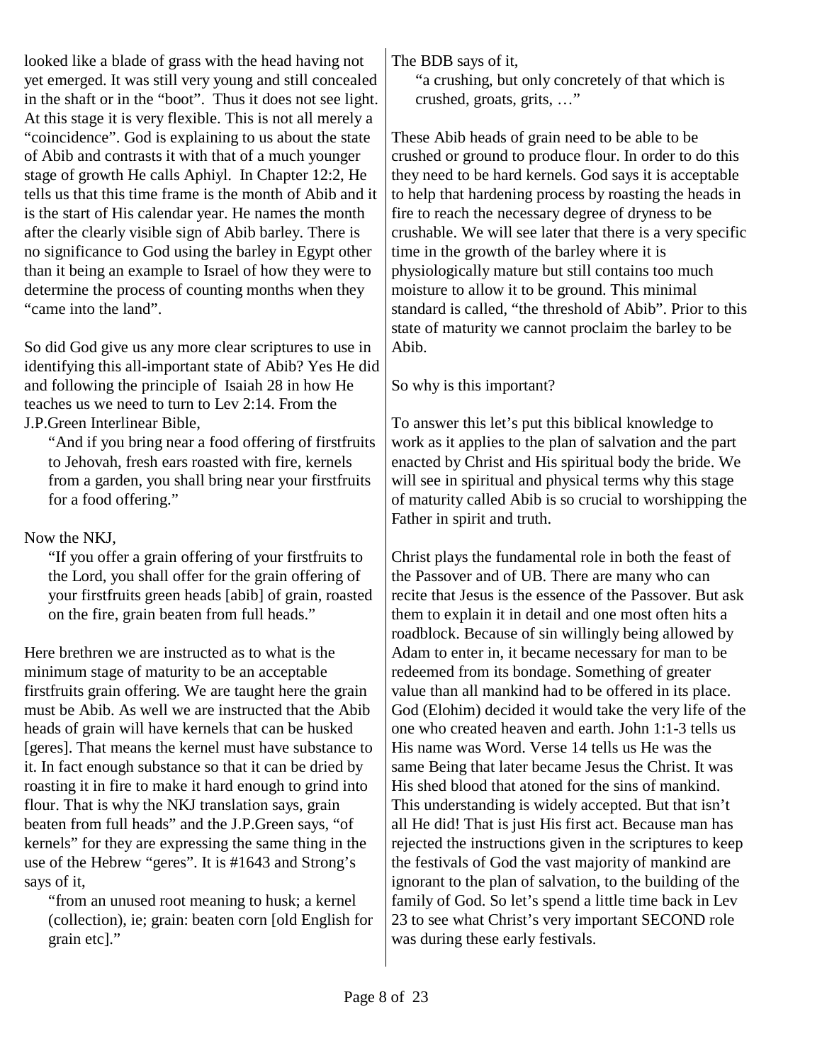looked like a blade of grass with the head having not yet emerged. It was still very young and still concealed in the shaft or in the "boot". Thus it does not see light. At this stage it is very flexible. This is not all merely a "coincidence". God is explaining to us about the state of Abib and contrasts it with that of a much younger stage of growth He calls Aphiyl. In Chapter 12:2, He tells us that this time frame is the month of Abib and it is the start of His calendar year. He names the month after the clearly visible sign of Abib barley. There is no significance to God using the barley in Egypt other than it being an example to Israel of how they were to determine the process of counting months when they "came into the land".

So did God give us any more clear scriptures to use in identifying this all-important state of Abib? Yes He did and following the principle of Isaiah 28 in how He teaches us we need to turn to Lev 2:14. From the J.P.Green Interlinear Bible,

> "And if you bring near a food offering of firstfruits to Jehovah, fresh ears roasted with fire, kernels from a garden, you shall bring near your firstfruits for a food offering."

Now the NKJ,

> "If you offer a grain offering of your firstfruits to the Lord, you shall offer for the grain offering of your firstfruits green heads [abib] of grain, roasted on the fire, grain beaten from full heads."

Here brethren we are instructed as to what is the minimum stage of maturity to be an acceptable firstfruits grain offering. We are taught here the grain must be Abib. As well we are instructed that the Abib heads of grain will have kernels that can be husked [geres]. That means the kernel must have substance to it. In fact enough substance so that it can be dried by roasting it in fire to make it hard enough to grind into flour. That is why the NKJ translation says, grain beaten from full heads" and the J.P.Green says, "of kernels" for they are expressing the same thing in the use of the Hebrew "geres". It is #1643 and Strong's says of it,

> "from an unused root meaning to husk; a kernel (collection), ie; grain: beaten corn [old English for grain etc]."

The BDB says of it,

> "a crushing, but only concretely of that which is crushed, groats, grits, …"

These Abib heads of grain need to be able to be crushed or ground to produce flour. In order to do this they need to be hard kernels. God says it is acceptable to help that hardening process by roasting the heads in fire to reach the necessary degree of dryness to be crushable. We will see later that there is a very specific time in the growth of the barley where it is physiologically mature but still contains too much moisture to allow it to be ground. This minimal standard is called, "the threshold of Abib". Prior to this state of maturity we cannot proclaim the barley to be Abib.

So why is this important?

To answer this let's put this biblical knowledge to work as it applies to the plan of salvation and the part enacted by Christ and His spiritual body the bride. We will see in spiritual and physical terms why this stage of maturity called Abib is so crucial to worshipping the Father in spirit and truth.

Christ plays the fundamental role in both the feast of the Passover and of UB. There are many who can recite that Jesus is the essence of the Passover. But ask them to explain it in detail and one most often hits a roadblock. Because of sin willingly being allowed by Adam to enter in, it became necessary for man to be redeemed from its bondage. Something of greater value than all mankind had to be offered in its place. God (Elohim) decided it would take the very life of the one who created heaven and earth. John 1:1-3 tells us His name was Word. Verse 14 tells us He was the same Being that later became Jesus the Christ. It was His shed blood that atoned for the sins of mankind. This understanding is widely accepted. But that isn't all He did! That is just His first act. Because man has rejected the instructions given in the scriptures to keep the festivals of God the vast majority of mankind are ignorant to the plan of salvation, to the building of the family of God. So let's spend a little time back in Lev 23 to see what Christ's very important SECOND role was during these early festivals.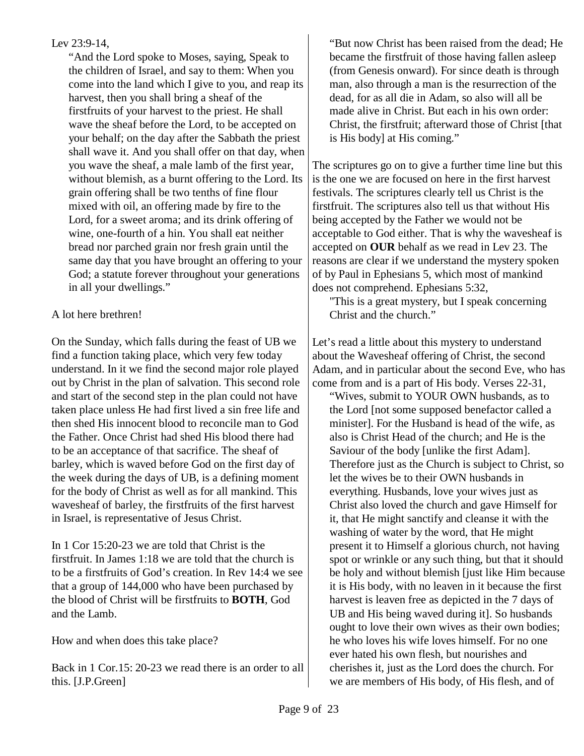Lev 23:9-14,

> "And the Lord spoke to Moses, saying, Speak to the children of Israel, and say to them: When you come into the land which I give to you, and reap its harvest, then you shall bring a sheaf of the firstfruits of your harvest to the priest. He shall wave the sheaf before the Lord, to be accepted on your behalf; on the day after the Sabbath the priest shall wave it. And you shall offer on that day, when you wave the sheaf, a male lamb of the first year, without blemish, as a burnt offering to the Lord. Its grain offering shall be two tenths of fine flour mixed with oil, an offering made by fire to the Lord, for a sweet aroma; and its drink offering of wine, one-fourth of a hin. You shall eat neither bread nor parched grain nor fresh grain until the same day that you have brought an offering to your God; a statute forever throughout your generations in all your dwellings."

A lot here brethren!

On the Sunday, which falls during the feast of UB we find a function taking place, which very few today understand. In it we find the second major role played out by Christ in the plan of salvation. This second role and start of the second step in the plan could not have taken place unless He had first lived a sin free life and then shed His innocent blood to reconcile man to God the Father. Once Christ had shed His blood there had to be an acceptance of that sacrifice. The sheaf of barley, which is waved before God on the first day of the week during the days of UB, is a defining moment for the body of Christ as well as for all mankind. This wavesheaf of barley, the firstfruits of the first harvest in Israel, is representative of Jesus Christ.

In 1 Cor 15:20-23 we are told that Christ is the firstfruit. In James 1:18 we are told that the church is to be a firstfruits of God's creation. In Rev 14:4 we see that a group of 144,000 who have been purchased by the blood of Christ will be firstfruits to **BOTH**, God and the Lamb.

How and when does this take place?

Back in 1 Cor.15: 20-23 we read there is an order to all this. [J.P.Green]

> "But now Christ has been raised from the dead; He became the firstfruit of those having fallen asleep (from Genesis onward). For since death is through man, also through a man is the resurrection of the dead, for as all die in Adam, so also will all be made alive in Christ. But each in his own order: Christ, the firstfruit; afterward those of Christ [that is His body] at His coming."

The scriptures go on to give a further time line but this is the one we are focused on here in the first harvest festivals. The scriptures clearly tell us Christ is the firstfruit. The scriptures also tell us that without His being accepted by the Father we would not be acceptable to God either. That is why the wavesheaf is accepted on **OUR** behalf as we read in Lev 23. The reasons are clear if we understand the mystery spoken of by Paul in Ephesians 5, which most of mankind does not comprehend. Ephesians 5:32,

> "This is a great mystery, but I speak concerning Christ and the church."

Let's read a little about this mystery to understand about the Wavesheaf offering of Christ, the second Adam, and in particular about the second Eve, who has come from and is a part of His body. Verses 22-31,

> "Wives, submit to YOUR OWN husbands, as to the Lord [not some supposed benefactor called a minister]. For the Husband is head of the wife, as also is Christ Head of the church; and He is the Saviour of the body [unlike the first Adam]. Therefore just as the Church is subject to Christ, so let the wives be to their OWN husbands in everything. Husbands, love your wives just as Christ also loved the church and gave Himself for it, that He might sanctify and cleanse it with the washing of water by the word, that He might present it to Himself a glorious church, not having spot or wrinkle or any such thing, but that it should be holy and without blemish [just like Him because it is His body, with no leaven in it because the first harvest is leaven free as depicted in the 7 days of UB and His being waved during it]. So husbands ought to love their own wives as their own bodies; he who loves his wife loves himself. For no one ever hated his own flesh, but nourishes and cherishes it, just as the Lord does the church. For we are members of His body, of His flesh, and of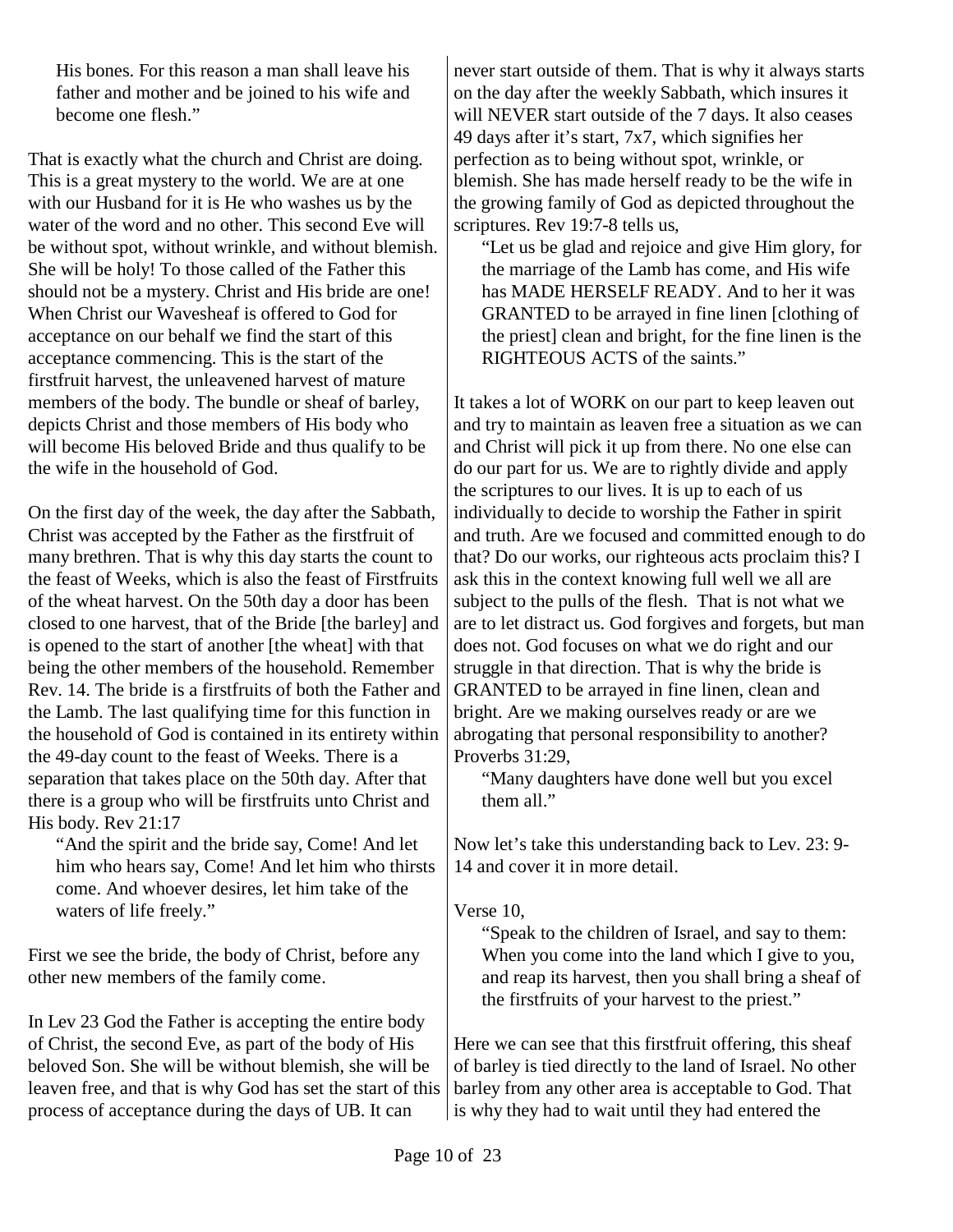His bones. For this reason a man shall leave his father and mother and be joined to his wife and become one flesh."

That is exactly what the church and Christ are doing. This is a great mystery to the world. We are at one with our Husband for it is He who washes us by the water of the word and no other. This second Eve will be without spot, without wrinkle, and without blemish. She will be holy! To those called of the Father this should not be a mystery. Christ and His bride are one! When Christ our Wavesheaf is offered to God for acceptance on our behalf we find the start of this acceptance commencing. This is the start of the firstfruit harvest, the unleavened harvest of mature members of the body. The bundle or sheaf of barley, depicts Christ and those members of His body who will become His beloved Bride and thus qualify to be the wife in the household of God.

On the first day of the week, the day after the Sabbath, Christ was accepted by the Father as the firstfruit of many brethren. That is why this day starts the count to the feast of Weeks, which is also the feast of Firstfruits of the wheat harvest. On the 50th day a door has been closed to one harvest, that of the Bride [the barley] and is opened to the start of another [the wheat] with that being the other members of the household. Remember Rev. 14. The bride is a firstfruits of both the Father and the Lamb. The last qualifying time for this function in the household of God is contained in its entirety within the 49-day count to the feast of Weeks. There is a separation that takes place on the 50th day. After that there is a group who will be firstfruits unto Christ and His body. Rev 21:17

> "And the spirit and the bride say, Come! And let him who hears say, Come! And let him who thirsts come. And whoever desires, let him take of the waters of life freely."

First we see the bride, the body of Christ, before any other new members of the family come.

In Lev 23 God the Father is accepting the entire body of Christ, the second Eve, as part of the body of His beloved Son. She will be without blemish, she will be leaven free, and that is why God has set the start of this process of acceptance during the days of UB. It can never start outside of them. That is why it always starts on the day after the weekly Sabbath, which insures it will NEVER start outside of the 7 days. It also ceases 49 days after it's start, 7x7, which signifies her perfection as to being without spot, wrinkle, or blemish. She has made herself ready to be the wife in the growing family of God as depicted throughout the scriptures. Rev 19:7-8 tells us,

> "Let us be glad and rejoice and give Him glory, for the marriage of the Lamb has come, and His wife has MADE HERSELF READY. And to her it was GRANTED to be arrayed in fine linen [clothing of the priest] clean and bright, for the fine linen is the RIGHTEOUS ACTS of the saints."

It takes a lot of WORK on our part to keep leaven out and try to maintain as leaven free a situation as we can and Christ will pick it up from there. No one else can do our part for us. We are to rightly divide and apply the scriptures to our lives. It is up to each of us individually to decide to worship the Father in spirit and truth. Are we focused and committed enough to do that? Do our works, our righteous acts proclaim this? I ask this in the context knowing full well we all are subject to the pulls of the flesh. That is not what we are to let distract us. God forgives and forgets, but man does not. God focuses on what we do right and our struggle in that direction. That is why the bride is GRANTED to be arrayed in fine linen, clean and bright. Are we making ourselves ready or are we abrogating that personal responsibility to another? Proverbs 31:29,

> "Many daughters have done well but you excel them all."

Now let's take this understanding back to Lev. 23: 9-14 and cover it in more detail.

Verse 10,

> "Speak to the children of Israel, and say to them: When you come into the land which I give to you, and reap its harvest, then you shall bring a sheaf of the firstfruits of your harvest to the priest."

Here we can see that this firstfruit offering, this sheaf of barley is tied directly to the land of Israel. No other barley from any other area is acceptable to God. That is why they had to wait until they had entered the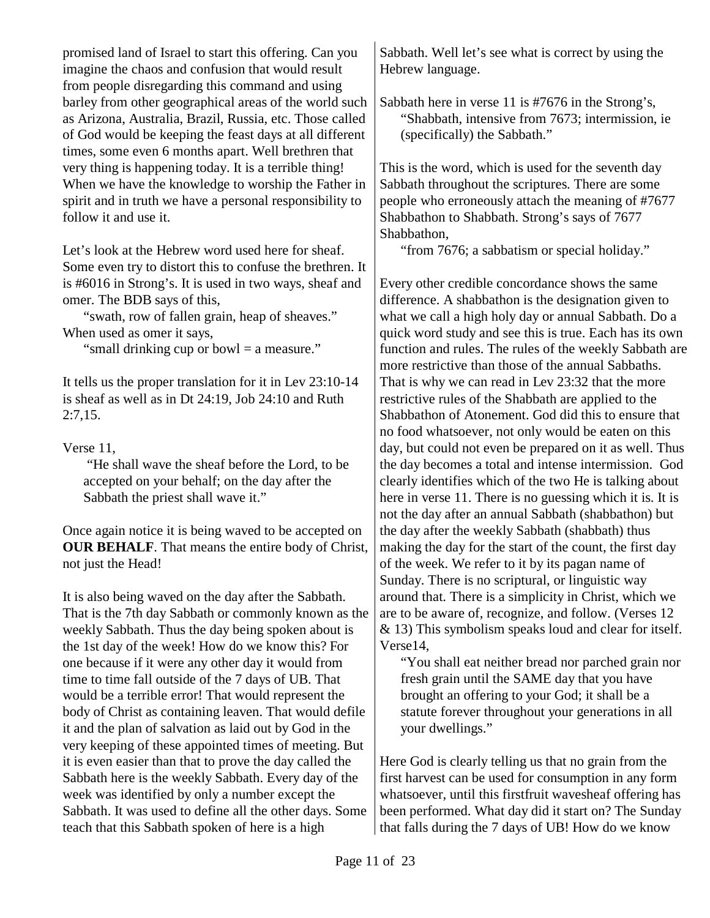promised land of Israel to start this offering. Can you imagine the chaos and confusion that would result from people disregarding this command and using barley from other geographical areas of the world such as Arizona, Australia, Brazil, Russia, etc. Those called of God would be keeping the feast days at all different times, some even 6 months apart. Well brethren that very thing is happening today. It is a terrible thing! When we have the knowledge to worship the Father in spirit and in truth we have a personal responsibility to follow it and use it.

Let's look at the Hebrew word used here for sheaf. Some even try to distort this to confuse the brethren. It is #6016 in Strong's. It is used in two ways, sheaf and omer. The BDB says of this,

> "swath, row of fallen grain, heap of sheaves."

When used as omer it says,

> "small drinking cup or bowl = a measure."

It tells us the proper translation for it in Lev 23:10-14 is sheaf as well as in Dt 24:19, Job 24:10 and Ruth 2:7,15.

Verse 11,

> "He shall wave the sheaf before the Lord, to be accepted on your behalf; on the day after the Sabbath the priest shall wave it."

Once again notice it is being waved to be accepted on **OUR BEHALF**. That means the entire body of Christ, not just the Head!

It is also being waved on the day after the Sabbath. That is the 7th day Sabbath or commonly known as the weekly Sabbath. Thus the day being spoken about is the 1st day of the week! How do we know this? For one because if it were any other day it would from time to time fall outside of the 7 days of UB. That would be a terrible error! That would represent the body of Christ as containing leaven. That would defile it and the plan of salvation as laid out by God in the very keeping of these appointed times of meeting. But it is even easier than that to prove the day called the Sabbath here is the weekly Sabbath. Every day of the week was identified by only a number except the Sabbath. It was used to define all the other days. Some teach that this Sabbath spoken of here is a high Sabbath. Well let's see what is correct by using the Hebrew language.

Sabbath here in verse 11 is #7676 in the Strong's,

> "Shabbath, intensive from 7673; intermission, ie (specifically) the Sabbath."

This is the word, which is used for the seventh day Sabbath throughout the scriptures. There are some people who erroneously attach the meaning of #7677 Shabbathon to Shabbath. Strong's says of 7677 Shabbathon,

> "from 7676; a sabbatism or special holiday."

Every other credible concordance shows the same difference. A shabbathon is the designation given to what we call a high holy day or annual Sabbath. Do a quick word study and see this is true. Each has its own function and rules. The rules of the weekly Sabbath are more restrictive than those of the annual Sabbaths. That is why we can read in Lev 23:32 that the more restrictive rules of the Shabbath are applied to the Shabbathon of Atonement. God did this to ensure that no food whatsoever, not only would be eaten on this day, but could not even be prepared on it as well. Thus the day becomes a total and intense intermission. God clearly identifies which of the two He is talking about here in verse 11. There is no guessing which it is. It is not the day after an annual Sabbath (shabbathon) but the day after the weekly Sabbath (shabbath) thus making the day for the start of the count, the first day of the week. We refer to it by its pagan name of Sunday. There is no scriptural, or linguistic way around that. There is a simplicity in Christ, which we are to be aware of, recognize, and follow. (Verses 12 & 13) This symbolism speaks loud and clear for itself. Verse14,

> "You shall eat neither bread nor parched grain nor fresh grain until the SAME day that you have brought an offering to your God; it shall be a statute forever throughout your generations in all your dwellings."

Here God is clearly telling us that no grain from the first harvest can be used for consumption in any form whatsoever, until this firstfruit wavesheaf offering has been performed. What day did it start on? The Sunday that falls during the 7 days of UB! How do we know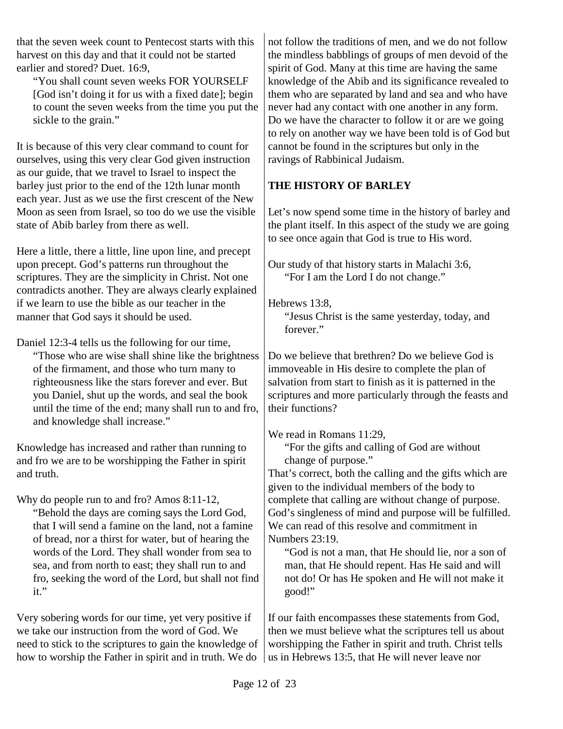that the seven week count to Pentecost starts with this harvest on this day and that it could not be started earlier and stored? Duet. 16:9,

> "You shall count seven weeks FOR YOURSELF [God isn't doing it for us with a fixed date]; begin to count the seven weeks from the time you put the sickle to the grain."

It is because of this very clear command to count for ourselves, using this very clear God given instruction as our guide, that we travel to Israel to inspect the barley just prior to the end of the 12th lunar month each year. Just as we use the first crescent of the New Moon as seen from Israel, so too do we use the visible state of Abib barley from there as well.

Here a little, there a little, line upon line, and precept upon precept. God's patterns run throughout the scriptures. They are the simplicity in Christ. Not one contradicts another. They are always clearly explained if we learn to use the bible as our teacher in the manner that God says it should be used.

Daniel 12:3-4 tells us the following for our time,

> "Those who are wise shall shine like the brightness of the firmament, and those who turn many to righteousness like the stars forever and ever. But you Daniel, shut up the words, and seal the book until the time of the end; many shall run to and fro, and knowledge shall increase."

Knowledge has increased and rather than running to and fro we are to be worshipping the Father in spirit and truth.

Why do people run to and fro? Amos 8:11-12,

> "Behold the days are coming says the Lord God, that I will send a famine on the land, not a famine of bread, nor a thirst for water, but of hearing the words of the Lord. They shall wonder from sea to sea, and from north to east; they shall run to and fro, seeking the word of the Lord, but shall not find it."

Very sobering words for our time, yet very positive if we take our instruction from the word of God. We need to stick to the scriptures to gain the knowledge of how to worship the Father in spirit and in truth. We do not follow the traditions of men, and we do not follow the mindless babblings of groups of men devoid of the spirit of God. Many at this time are having the same knowledge of the Abib and its significance revealed to them who are separated by land and sea and who have never had any contact with one another in any form. Do we have the character to follow it or are we going to rely on another way we have been told is of God but cannot be found in the scriptures but only in the ravings of Rabbinical Judaism.

**THE HISTORY OF BARLEY**

Let's now spend some time in the history of barley and the plant itself. In this aspect of the study we are going to see once again that God is true to His word.

Our study of that history starts in Malachi 3:6,

> "For I am the Lord I do not change."

Hebrews 13:8,

> "Jesus Christ is the same yesterday, today, and forever."

Do we believe that brethren? Do we believe God is immoveable in His desire to complete the plan of salvation from start to finish as it is patterned in the scriptures and more particularly through the feasts and their functions?

We read in Romans 11:29,

> "For the gifts and calling of God are without change of purpose."

That's correct, both the calling and the gifts which are given to the individual members of the body to complete that calling are without change of purpose. God's singleness of mind and purpose will be fulfilled. We can read of this resolve and commitment in Numbers 23:19.

> "God is not a man, that He should lie, nor a son of man, that He should repent. Has He said and will not do! Or has He spoken and He will not make it good!"

If our faith encompasses these statements from God, then we must believe what the scriptures tell us about worshipping the Father in spirit and truth. Christ tells us in Hebrews 13:5, that He will never leave nor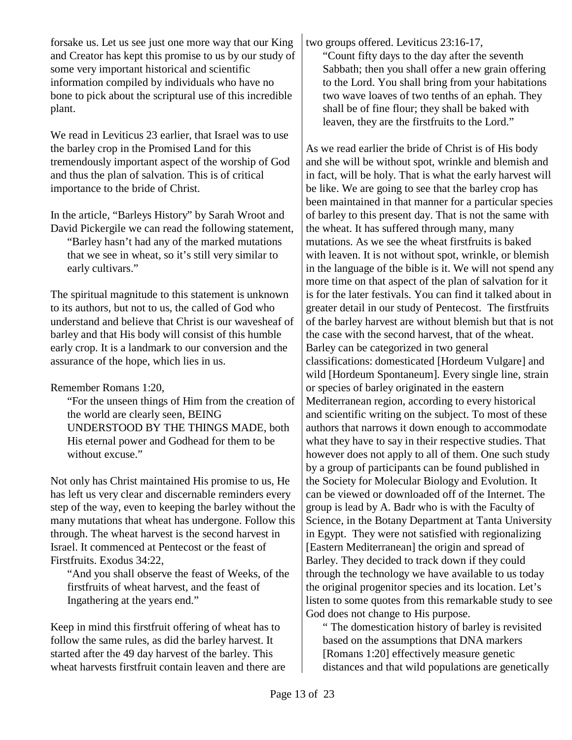forsake us. Let us see just one more way that our King and Creator has kept this promise to us by our study of some very important historical and scientific information compiled by individuals who have no bone to pick about the scriptural use of this incredible plant.

We read in Leviticus 23 earlier, that Israel was to use the barley crop in the Promised Land for this tremendously important aspect of the worship of God and thus the plan of salvation. This is of critical importance to the bride of Christ.

In the article, "Barleys History" by Sarah Wroot and David Pickergile we can read the following statement,

> "Barley hasn't had any of the marked mutations that we see in wheat, so it's still very similar to early cultivars."

The spiritual magnitude to this statement is unknown to its authors, but not to us, the called of God who understand and believe that Christ is our wavesheaf of barley and that His body will consist of this humble early crop. It is a landmark to our conversion and the assurance of the hope, which lies in us.

Remember Romans 1:20,

> "For the unseen things of Him from the creation of the world are clearly seen, BEING UNDERSTOOD BY THE THINGS MADE, both His eternal power and Godhead for them to be without excuse."

Not only has Christ maintained His promise to us, He has left us very clear and discernable reminders every step of the way, even to keeping the barley without the many mutations that wheat has undergone. Follow this through. The wheat harvest is the second harvest in Israel. It commenced at Pentecost or the feast of Firstfruits. Exodus 34:22,

> "And you shall observe the feast of Weeks, of the firstfruits of wheat harvest, and the feast of Ingathering at the years end."

Keep in mind this firstfruit offering of wheat has to follow the same rules, as did the barley harvest. It started after the 49 day harvest of the barley. This wheat harvests firstfruit contain leaven and there are two groups offered. Leviticus 23:16-17,

> "Count fifty days to the day after the seventh Sabbath; then you shall offer a new grain offering to the Lord. You shall bring from your habitations two wave loaves of two tenths of an ephah. They shall be of fine flour; they shall be baked with leaven, they are the firstfruits to the Lord."

As we read earlier the bride of Christ is of His body and she will be without spot, wrinkle and blemish and in fact, will be holy. That is what the early harvest will be like. We are going to see that the barley crop has been maintained in that manner for a particular species of barley to this present day. That is not the same with the wheat. It has suffered through many, many mutations. As we see the wheat firstfruits is baked with leaven. It is not without spot, wrinkle, or blemish in the language of the bible is it. We will not spend any more time on that aspect of the plan of salvation for it is for the later festivals. You can find it talked about in greater detail in our study of Pentecost. The firstfruits of the barley harvest are without blemish but that is not the case with the second harvest, that of the wheat. Barley can be categorized in two general classifications: domesticated [Hordeum Vulgare] and wild [Hordeum Spontaneum]. Every single line, strain or species of barley originated in the eastern Mediterranean region, according to every historical and scientific writing on the subject. To most of these authors that narrows it down enough to accommodate what they have to say in their respective studies. That however does not apply to all of them. One such study by a group of participants can be found published in the Society for Molecular Biology and Evolution. It can be viewed or downloaded off of the Internet. The group is lead by A. Badr who is with the Faculty of Science, in the Botany Department at Tanta University in Egypt. They were not satisfied with regionalizing [Eastern Mediterranean] the origin and spread of Barley. They decided to track down if they could through the technology we have available to us today the original progenitor species and its location. Let's listen to some quotes from this remarkable study to see God does not change to His purpose.

> " The domestication history of barley is revisited based on the assumptions that DNA markers [Romans 1:20] effectively measure genetic distances and that wild populations are genetically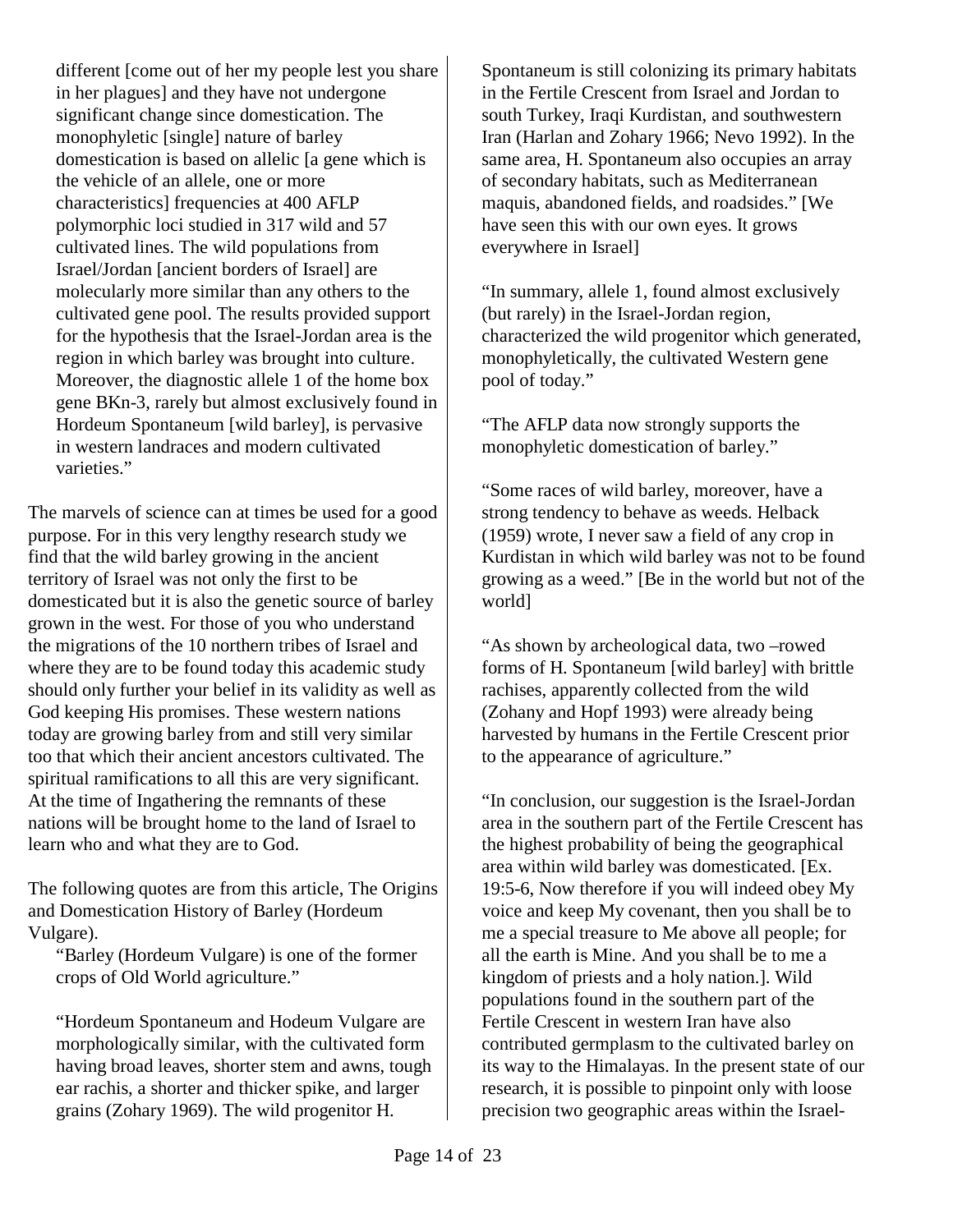> different [come out of her my people lest you share in her plagues] and they have not undergone significant change since domestication. The monophyletic [single] nature of barley domestication is based on allelic [a gene which is the vehicle of an allele, one or more characteristics] frequencies at 400 AFLP polymorphic loci studied in 317 wild and 57 cultivated lines. The wild populations from Israel/Jordan [ancient borders of Israel] are molecularly more similar than any others to the cultivated gene pool. The results provided support for the hypothesis that the Israel-Jordan area is the region in which barley was brought into culture. Moreover, the diagnostic allele 1 of the home box gene BKn-3, rarely but almost exclusively found in Hordeum Spontaneum [wild barley], is pervasive in western landraces and modern cultivated varieties."

The marvels of science can at times be used for a good purpose. For in this very lengthy research study we find that the wild barley growing in the ancient territory of Israel was not only the first to be domesticated but it is also the genetic source of barley grown in the west. For those of you who understand the migrations of the 10 northern tribes of Israel and where they are to be found today this academic study should only further your belief in its validity as well as God keeping His promises. These western nations today are growing barley from and still very similar too that which their ancient ancestors cultivated. The spiritual ramifications to all this are very significant. At the time of Ingathering the remnants of these nations will be brought home to the land of Israel to learn who and what they are to God.

The following quotes are from this article, The Origins and Domestication History of Barley (Hordeum Vulgare).

> "Barley (Hordeum Vulgare) is one of the former crops of Old World agriculture."
>
> "Hordeum Spontaneum and Hodeum Vulgare are morphologically similar, with the cultivated form having broad leaves, shorter stem and awns, tough ear rachis, a shorter and thicker spike, and larger grains (Zohary 1969). The wild progenitor H. Spontaneum is still colonizing its primary habitats in the Fertile Crescent from Israel and Jordan to south Turkey, Iraqi Kurdistan, and southwestern Iran (Harlan and Zohary 1966; Nevo 1992). In the same area, H. Spontaneum also occupies an array of secondary habitats, such as Mediterranean maquis, abandoned fields, and roadsides." [We have seen this with our own eyes. It grows everywhere in Israel]
>
> "In summary, allele 1, found almost exclusively (but rarely) in the Israel-Jordan region, characterized the wild progenitor which generated, monophyletically, the cultivated Western gene pool of today."
>
> "The AFLP data now strongly supports the monophyletic domestication of barley."
>
> "Some races of wild barley, moreover, have a strong tendency to behave as weeds. Helback (1959) wrote, I never saw a field of any crop in Kurdistan in which wild barley was not to be found growing as a weed." [Be in the world but not of the world]
>
> "As shown by archeological data, two –rowed forms of H. Spontaneum [wild barley] with brittle rachises, apparently collected from the wild (Zohany and Hopf 1993) were already being harvested by humans in the Fertile Crescent prior to the appearance of agriculture."
>
> "In conclusion, our suggestion is the Israel-Jordan area in the southern part of the Fertile Crescent has the highest probability of being the geographical area within wild barley was domesticated. [Ex. 19:5-6, Now therefore if you will indeed obey My voice and keep My covenant, then you shall be to me a special treasure to Me above all people; for all the earth is Mine. And you shall be to me a kingdom of priests and a holy nation.]. Wild populations found in the southern part of the Fertile Crescent in western Iran have also contributed germplasm to the cultivated barley on its way to the Himalayas. In the present state of our research, it is possible to pinpoint only with loose precision two geographic areas within the Israel-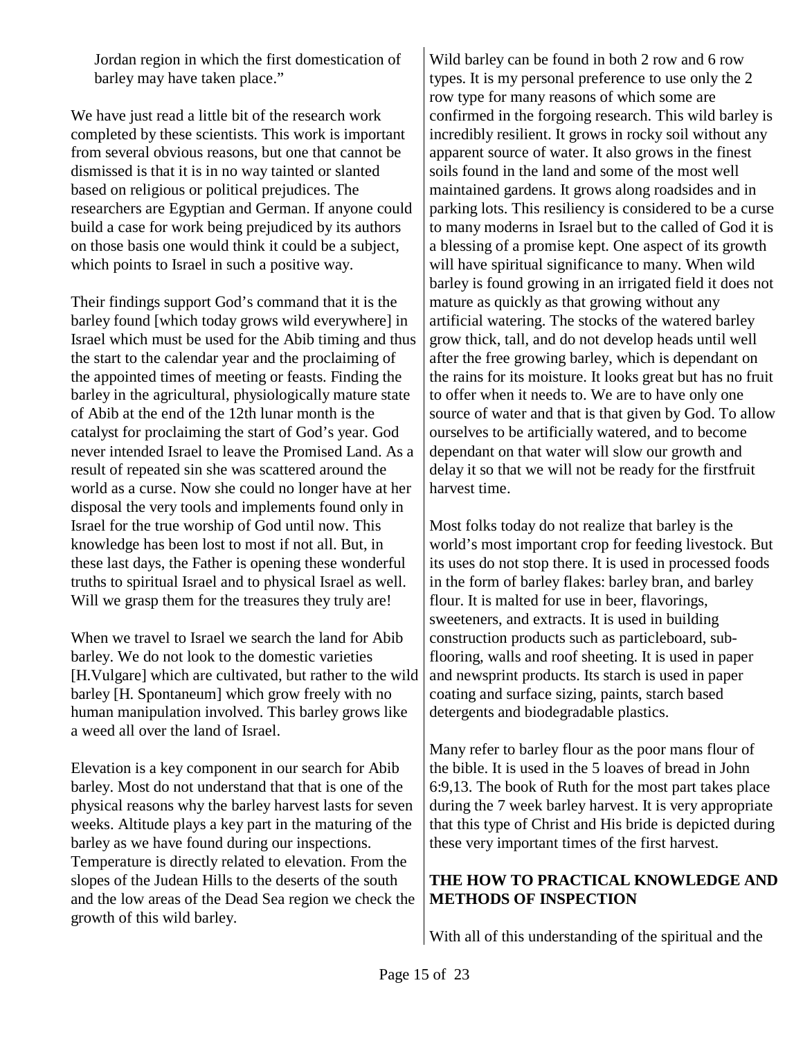Jordan region in which the first domestication of barley may have taken place."

We have just read a little bit of the research work completed by these scientists. This work is important from several obvious reasons, but one that cannot be dismissed is that it is in no way tainted or slanted based on religious or political prejudices. The researchers are Egyptian and German. If anyone could build a case for work being prejudiced by its authors on those basis one would think it could be a subject, which points to Israel in such a positive way.

Their findings support God's command that it is the barley found [which today grows wild everywhere] in Israel which must be used for the Abib timing and thus the start to the calendar year and the proclaiming of the appointed times of meeting or feasts. Finding the barley in the agricultural, physiologically mature state of Abib at the end of the 12th lunar month is the catalyst for proclaiming the start of God's year. God never intended Israel to leave the Promised Land. As a result of repeated sin she was scattered around the world as a curse. Now she could no longer have at her disposal the very tools and implements found only in Israel for the true worship of God until now. This knowledge has been lost to most if not all. But, in these last days, the Father is opening these wonderful truths to spiritual Israel and to physical Israel as well. Will we grasp them for the treasures they truly are!

When we travel to Israel we search the land for Abib barley. We do not look to the domestic varieties [H.Vulgare] which are cultivated, but rather to the wild barley [H. Spontaneum] which grow freely with no human manipulation involved. This barley grows like a weed all over the land of Israel.

Elevation is a key component in our search for Abib barley. Most do not understand that that is one of the physical reasons why the barley harvest lasts for seven weeks. Altitude plays a key part in the maturing of the barley as we have found during our inspections. Temperature is directly related to elevation. From the slopes of the Judean Hills to the deserts of the south and the low areas of the Dead Sea region we check the growth of this wild barley.

Wild barley can be found in both 2 row and 6 row types. It is my personal preference to use only the 2 row type for many reasons of which some are confirmed in the forgoing research. This wild barley is incredibly resilient. It grows in rocky soil without any apparent source of water. It also grows in the finest soils found in the land and some of the most well maintained gardens. It grows along roadsides and in parking lots. This resiliency is considered to be a curse to many moderns in Israel but to the called of God it is a blessing of a promise kept. One aspect of its growth will have spiritual significance to many. When wild barley is found growing in an irrigated field it does not mature as quickly as that growing without any artificial watering. The stocks of the watered barley grow thick, tall, and do not develop heads until well after the free growing barley, which is dependant on the rains for its moisture. It looks great but has no fruit to offer when it needs to. We are to have only one source of water and that is that given by God. To allow ourselves to be artificially watered, and to become dependant on that water will slow our growth and delay it so that we will not be ready for the firstfruit harvest time.

Most folks today do not realize that barley is the world's most important crop for feeding livestock. But its uses do not stop there. It is used in processed foods in the form of barley flakes: barley bran, and barley flour. It is malted for use in beer, flavorings, sweeteners, and extracts. It is used in building construction products such as particleboard, sub-flooring, walls and roof sheeting. It is used in paper and newsprint products. Its starch is used in paper coating and surface sizing, paints, starch based detergents and biodegradable plastics.

Many refer to barley flour as the poor mans flour of the bible. It is used in the 5 loaves of bread in John 6:9,13. The book of Ruth for the most part takes place during the 7 week barley harvest. It is very appropriate that this type of Christ and His bride is depicted during these very important times of the first harvest.

## THE HOW TO PRACTICAL KNOWLEDGE AND METHODS OF INSPECTION

With all of this understanding of the spiritual and the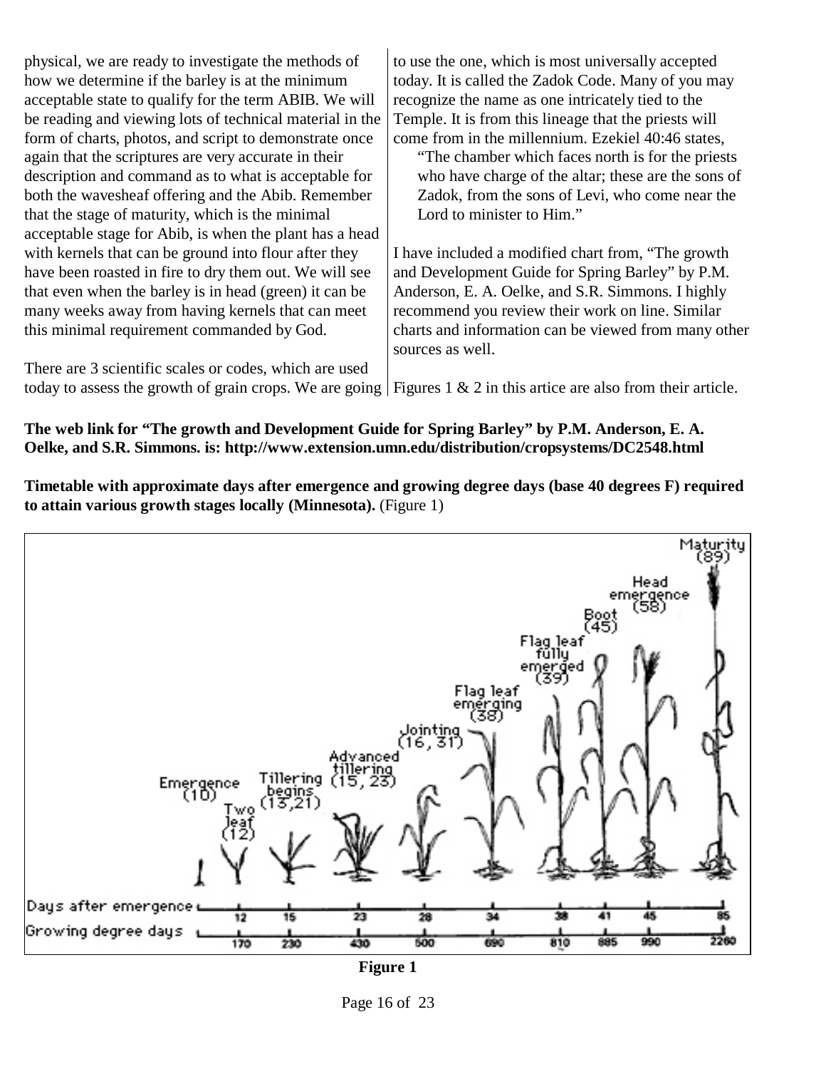physical, we are ready to investigate the methods of how we determine if the barley is at the minimum acceptable state to qualify for the term ABIB. We will be reading and viewing lots of technical material in the form of charts, photos, and script to demonstrate once again that the scriptures are very accurate in their description and command as to what is acceptable for both the wavesheaf offering and the Abib. Remember that the stage of maturity, which is the minimal acceptable stage for Abib, is when the plant has a head with kernels that can be ground into flour after they have been roasted in fire to dry them out. We will see that even when the barley is in head (green) it can be many weeks away from having kernels that can meet this minimal requirement commanded by God.

There are 3 scientific scales or codes, which are used today to assess the growth of grain crops. We are going to use the one, which is most universally accepted today. It is called the Zadok Code. Many of you may recognize the name as one intricately tied to the Temple. It is from this lineage that the priests will come from in the millennium. Ezekiel 40:46 states,

> "The chamber which faces north is for the priests who have charge of the altar; these are the sons of Zadok, from the sons of Levi, who come near the Lord to minister to Him."

I have included a modified chart from, "The growth and Development Guide for Spring Barley" by P.M. Anderson, E. A. Oelke, and S.R. Simmons. I highly recommend you review their work on line. Similar charts and information can be viewed from many other sources as well.

Figures 1 & 2 in this artice are also from their article.

**The web link for "The growth and Development Guide for Spring Barley" by P.M. Anderson, E. A. Oelke, and S.R. Simmons. is: http://www.extension.umn.edu/distribution/cropsystems/DC2548.html**

**Timetable with approximate days after emergence and growing degree days (base 40 degrees F) required to attain various growth stages locally (Minnesota).** (Figure 1)

| Stage | Emergence (10) | Two leaf (12) | Tillering begins (13,21) | Advanced tillering (15, 23) | Jointing (16, 31) | Flag leaf emerging (38) | Flag leaf fully emerged (39) | Boot (45) | Head emergence (58) | Maturity (89) |
|---|---|---|---|---|---|---|---|---|---|---|
| Days after emergence | | 12 | 15 | 23 | 28 | 34 | 38 | 41 | 45 | 85 |
| Growing degree days | | 170 | 230 | 430 | 500 | 690 | 810 | 885 | 990 | 2260 |

**Figure 1**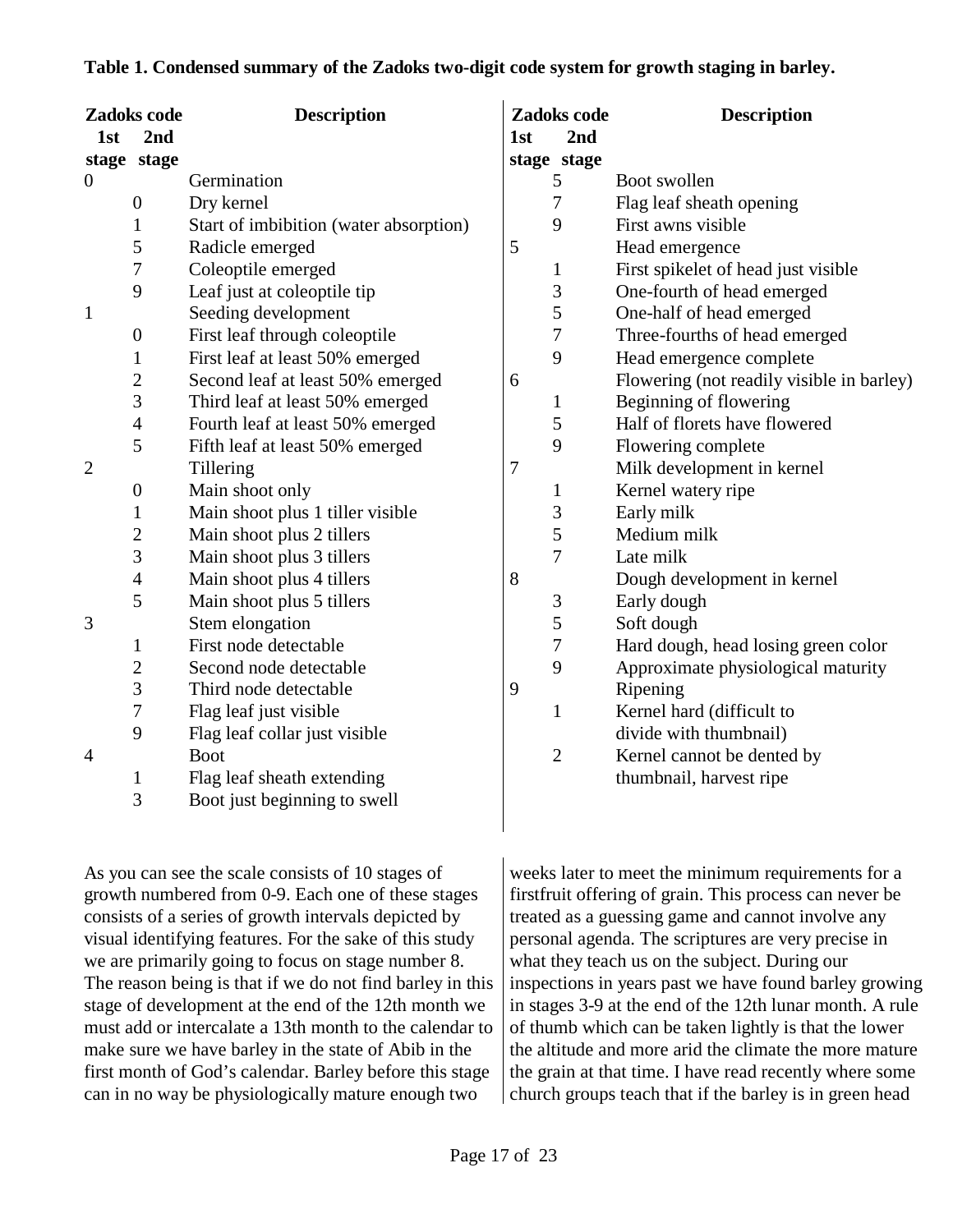**Table 1. Condensed summary of the Zadoks two-digit code system for growth staging in barley.**

| Zadoks code 1st stage | Zadoks code 2nd stage | Description |
|---|---|---|
| 0 | | Germination |
| | 0 | Dry kernel |
| | 1 | Start of imbibition (water absorption) |
| | 5 | Radicle emerged |
| | 7 | Coleoptile emerged |
| | 9 | Leaf just at coleoptile tip |
| 1 | | Seeding development |
| | 0 | First leaf through coleoptile |
| | 1 | First leaf at least 50% emerged |
| | 2 | Second leaf at least 50% emerged |
| | 3 | Third leaf at least 50% emerged |
| | 4 | Fourth leaf at least 50% emerged |
| | 5 | Fifth leaf at least 50% emerged |
| 2 | | Tillering |
| | 0 | Main shoot only |
| | 1 | Main shoot plus 1 tiller visible |
| | 2 | Main shoot plus 2 tillers |
| | 3 | Main shoot plus 3 tillers |
| | 4 | Main shoot plus 4 tillers |
| | 5 | Main shoot plus 5 tillers |
| 3 | | Stem elongation |
| | 1 | First node detectable |
| | 2 | Second node detectable |
| | 3 | Third node detectable |
| | 7 | Flag leaf just visible |
| | 9 | Flag leaf collar just visible |
| 4 | | Boot |
| | 1 | Flag leaf sheath extending |
| | 3 | Boot just beginning to swell |
| | 5 | Boot swollen |
| | 7 | Flag leaf sheath opening |
| | 9 | First awns visible |
| 5 | | Head emergence |
| | 1 | First spikelet of head just visible |
| | 3 | One-fourth of head emerged |
| | 5 | One-half of head emerged |
| | 7 | Three-fourths of head emerged |
| | 9 | Head emergence complete |
| 6 | | Flowering (not readily visible in barley) |
| | 1 | Beginning of flowering |
| | 5 | Half of florets have flowered |
| | 9 | Flowering complete |
| 7 | | Milk development in kernel |
| | 1 | Kernel watery ripe |
| | 3 | Early milk |
| | 5 | Medium milk |
| | 7 | Late milk |
| 8 | | Dough development in kernel |
| | 3 | Early dough |
| | 5 | Soft dough |
| | 7 | Hard dough, head losing green color |
| | 9 | Approximate physiological maturity |
| 9 | | Ripening |
| | 1 | Kernel hard (difficult to divide with thumbnail) |
| | 2 | Kernel cannot be dented by thumbnail, harvest ripe |

As you can see the scale consists of 10 stages of growth numbered from 0-9. Each one of these stages consists of a series of growth intervals depicted by visual identifying features. For the sake of this study we are primarily going to focus on stage number 8. The reason being is that if we do not find barley in this stage of development at the end of the 12th month we must add or intercalate a 13th month to the calendar to make sure we have barley in the state of Abib in the first month of God's calendar. Barley before this stage can in no way be physiologically mature enough two weeks later to meet the minimum requirements for a firstfruit offering of grain. This process can never be treated as a guessing game and cannot involve any personal agenda. The scriptures are very precise in what they teach us on the subject. During our inspections in years past we have found barley growing in stages 3-9 at the end of the 12th lunar month. A rule of thumb which can be taken lightly is that the lower the altitude and more arid the climate the more mature the grain at that time. I have read recently where some church groups teach that if the barley is in green head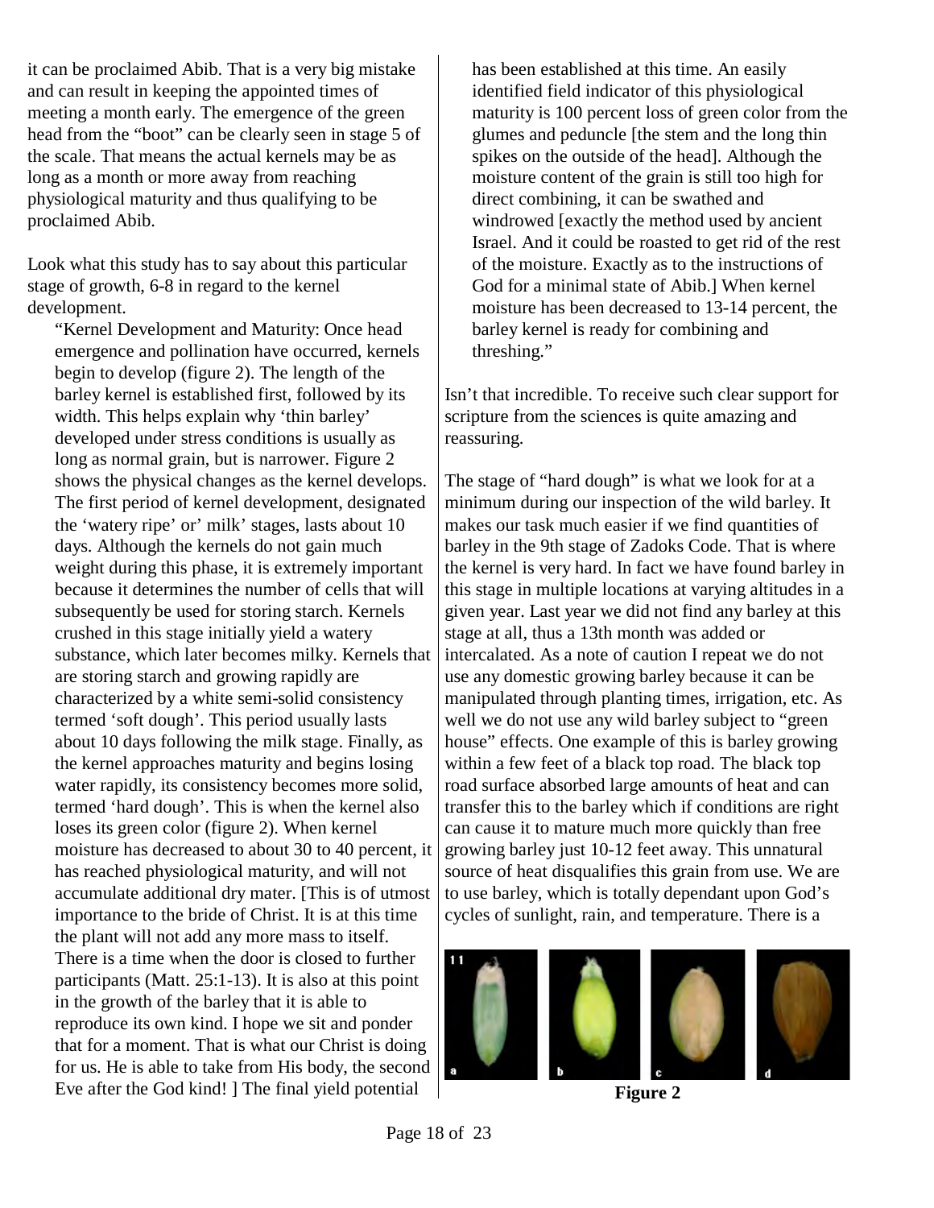it can be proclaimed Abib. That is a very big mistake and can result in keeping the appointed times of meeting a month early. The emergence of the green head from the "boot" can be clearly seen in stage 5 of the scale. That means the actual kernels may be as long as a month or more away from reaching physiological maturity and thus qualifying to be proclaimed Abib.

Look what this study has to say about this particular stage of growth, 6-8 in regard to the kernel development.

> "Kernel Development and Maturity: Once head emergence and pollination have occurred, kernels begin to develop (figure 2). The length of the barley kernel is established first, followed by its width. This helps explain why 'thin barley' developed under stress conditions is usually as long as normal grain, but is narrower. Figure 2 shows the physical changes as the kernel develops. The first period of kernel development, designated the 'watery ripe' or' milk' stages, lasts about 10 days. Although the kernels do not gain much weight during this phase, it is extremely important because it determines the number of cells that will subsequently be used for storing starch. Kernels crushed in this stage initially yield a watery substance, which later becomes milky. Kernels that are storing starch and growing rapidly are characterized by a white semi-solid consistency termed 'soft dough'. This period usually lasts about 10 days following the milk stage. Finally, as the kernel approaches maturity and begins losing water rapidly, its consistency becomes more solid, termed 'hard dough'. This is when the kernel also loses its green color (figure 2). When kernel moisture has decreased to about 30 to 40 percent, it has reached physiological maturity, and will not accumulate additional dry mater. [This is of utmost importance to the bride of Christ. It is at this time the plant will not add any more mass to itself. There is a time when the door is closed to further participants (Matt. 25:1-13). It is also at this point in the growth of the barley that it is able to reproduce its own kind. I hope we sit and ponder that for a moment. That is what our Christ is doing for us. He is able to take from His body, the second Eve after the God kind! ] The final yield potential has been established at this time. An easily identified field indicator of this physiological maturity is 100 percent loss of green color from the glumes and peduncle [the stem and the long thin spikes on the outside of the head]. Although the moisture content of the grain is still too high for direct combining, it can be swathed and windrowed [exactly the method used by ancient Israel. And it could be roasted to get rid of the rest of the moisture. Exactly as to the instructions of God for a minimal state of Abib.] When kernel moisture has been decreased to 13-14 percent, the barley kernel is ready for combining and threshing."

Isn't that incredible. To receive such clear support for scripture from the sciences is quite amazing and reassuring.

The stage of "hard dough" is what we look for at a minimum during our inspection of the wild barley. It makes our task much easier if we find quantities of barley in the 9th stage of Zadoks Code. That is where the kernel is very hard. In fact we have found barley in this stage in multiple locations at varying altitudes in a given year. Last year we did not find any barley at this stage at all, thus a 13th month was added or intercalated. As a note of caution I repeat we do not use any domestic growing barley because it can be manipulated through planting times, irrigation, etc. As well we do not use any wild barley subject to "green house" effects. One example of this is barley growing within a few feet of a black top road. The black top road surface absorbed large amounts of heat and can transfer this to the barley which if conditions are right can cause it to mature much more quickly than free growing barley just 10-12 feet away. This unnatural source of heat disqualifies this grain from use. We are to use barley, which is totally dependant upon God's cycles of sunlight, rain, and temperature. There is a

**Figure 2**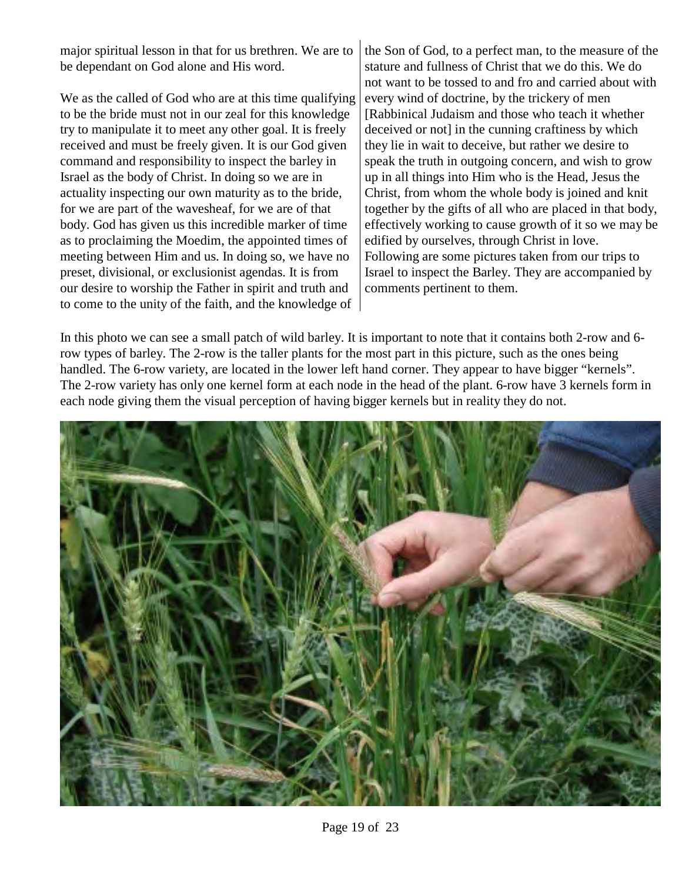major spiritual lesson in that for us brethren. We are to be dependant on God alone and His word.

We as the called of God who are at this time qualifying to be the bride must not in our zeal for this knowledge try to manipulate it to meet any other goal. It is freely received and must be freely given. It is our God given command and responsibility to inspect the barley in Israel as the body of Christ. In doing so we are in actuality inspecting our own maturity as to the bride, for we are part of the wavesheaf, for we are of that body. God has given us this incredible marker of time as to proclaiming the Moedim, the appointed times of meeting between Him and us. In doing so, we have no preset, divisional, or exclusionist agendas. It is from our desire to worship the Father in spirit and truth and to come to the unity of the faith, and the knowledge of the Son of God, to a perfect man, to the measure of the stature and fullness of Christ that we do this. We do not want to be tossed to and fro and carried about with every wind of doctrine, by the trickery of men [Rabbinical Judaism and those who teach it whether deceived or not] in the cunning craftiness by which they lie in wait to deceive, but rather we desire to speak the truth in outgoing concern, and wish to grow up in all things into Him who is the Head, Jesus the Christ, from whom the whole body is joined and knit together by the gifts of all who are placed in that body, effectively working to cause growth of it so we may be edified by ourselves, through Christ in love.
Following are some pictures taken from our trips to Israel to inspect the Barley. They are accompanied by comments pertinent to them.

In this photo we can see a small patch of wild barley. It is important to note that it contains both 2-row and 6-row types of barley. The 2-row is the taller plants for the most part in this picture, such as the ones being handled. The 6-row variety, are located in the lower left hand corner. They appear to have bigger "kernels". The 2-row variety has only one kernel form at each node in the head of the plant. 6-row have 3 kernels form in each node giving them the visual perception of having bigger kernels but in reality they do not.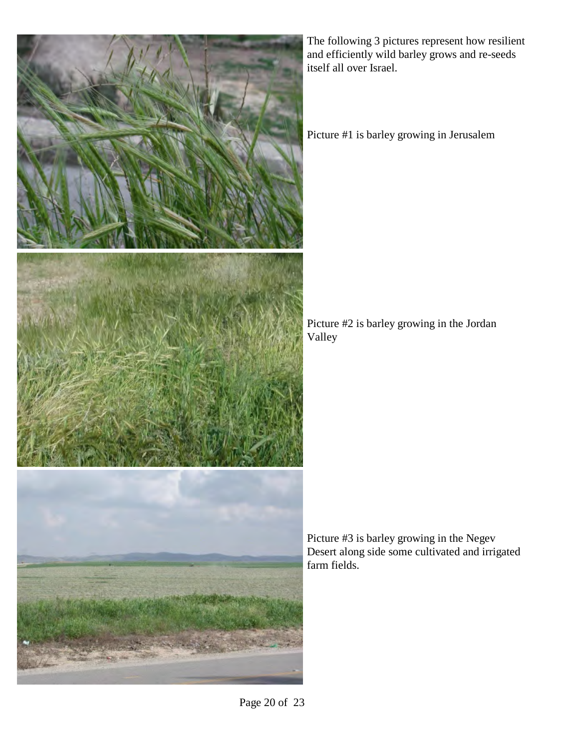The following 3 pictures represent how resilient and efficiently wild barley grows and re-seeds itself all over Israel.

Picture #1 is barley growing in Jerusalem

Picture #2 is barley growing in the Jordan Valley

Picture #3 is barley growing in the Negev Desert along side some cultivated and irrigated farm fields.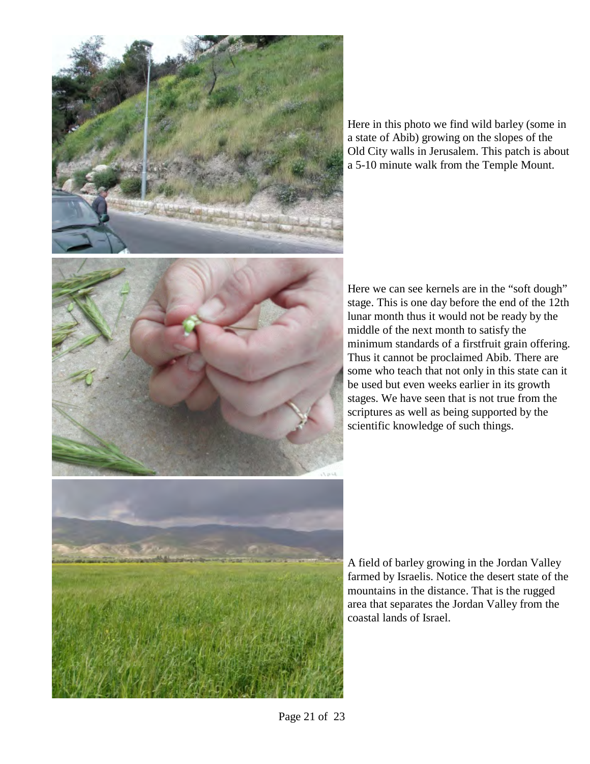Here in this photo we find wild barley (some in a state of Abib) growing on the slopes of the Old City walls in Jerusalem. This patch is about a 5-10 minute walk from the Temple Mount.

Here we can see kernels are in the “soft dough” stage. This is one day before the end of the 12th lunar month thus it would not be ready by the middle of the next month to satisfy the minimum standards of a firstfruit grain offering. Thus it cannot be proclaimed Abib. There are some who teach that not only in this state can it be used but even weeks earlier in its growth stages. We have seen that is not true from the scriptures as well as being supported by the scientific knowledge of such things.

A field of barley growing in the Jordan Valley farmed by Israelis. Notice the desert state of the mountains in the distance. That is the rugged area that separates the Jordan Valley from the coastal lands of Israel.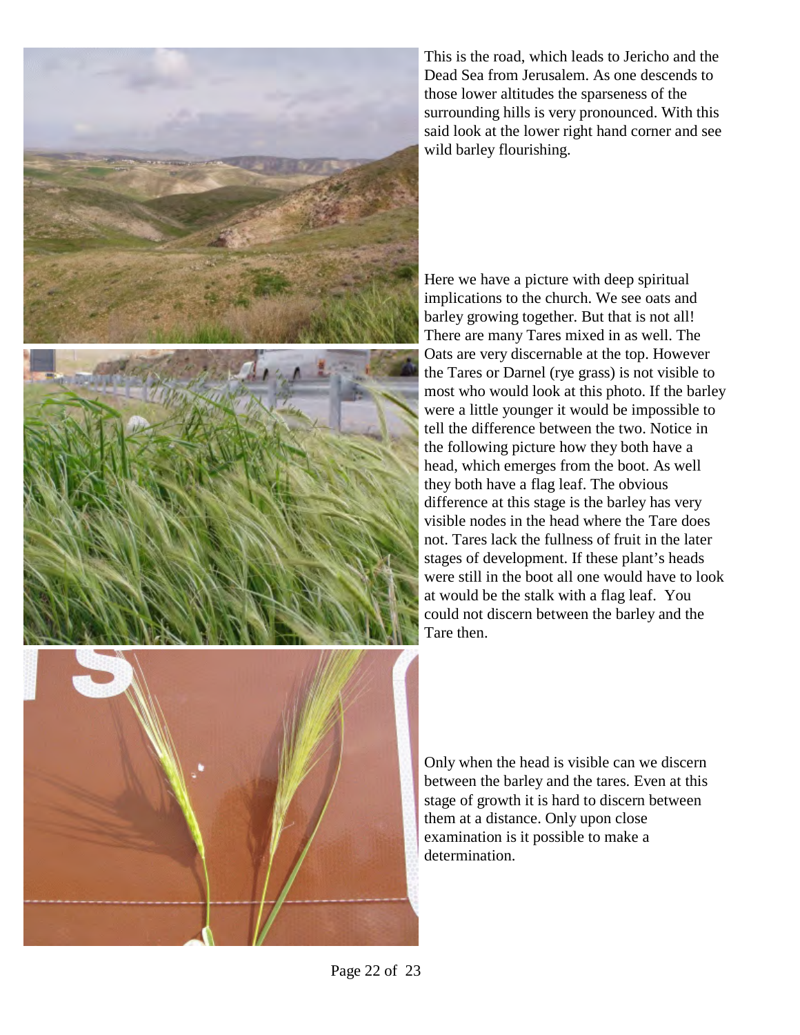This is the road, which leads to Jericho and the Dead Sea from Jerusalem. As one descends to those lower altitudes the sparseness of the surrounding hills is very pronounced. With this said look at the lower right hand corner and see wild barley flourishing.

Here we have a picture with deep spiritual implications to the church. We see oats and barley growing together. But that is not all! There are many Tares mixed in as well. The Oats are very discernable at the top. However the Tares or Darnel (rye grass) is not visible to most who would look at this photo. If the barley were a little younger it would be impossible to tell the difference between the two. Notice in the following picture how they both have a head, which emerges from the boot. As well they both have a flag leaf. The obvious difference at this stage is the barley has very visible nodes in the head where the Tare does not. Tares lack the fullness of fruit in the later stages of development. If these plant's heads were still in the boot all one would have to look at would be the stalk with a flag leaf. You could not discern between the barley and the Tare then.

Only when the head is visible can we discern between the barley and the tares. Even at this stage of growth it is hard to discern between them at a distance. Only upon close examination is it possible to make a determination.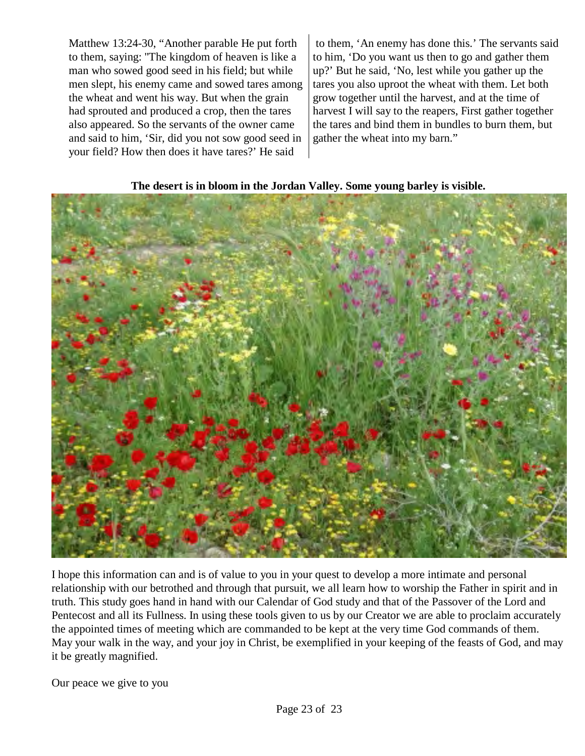Matthew 13:24-30, "Another parable He put forth to them, saying: "The kingdom of heaven is like a man who sowed good seed in his field; but while men slept, his enemy came and sowed tares among the wheat and went his way. But when the grain had sprouted and produced a crop, then the tares also appeared. So the servants of the owner came and said to him, 'Sir, did you not sow good seed in your field? How then does it have tares?' He said to them, 'An enemy has done this.' The servants said to him, 'Do you want us then to go and gather them up?' But he said, 'No, lest while you gather up the tares you also uproot the wheat with them. Let both grow together until the harvest, and at the time of harvest I will say to the reapers, First gather together the tares and bind them in bundles to burn them, but gather the wheat into my barn."

**The desert is in bloom in the Jordan Valley. Some young barley is visible.**

I hope this information can and is of value to you in your quest to develop a more intimate and personal relationship with our betrothed and through that pursuit, we all learn how to worship the Father in spirit and in truth. This study goes hand in hand with our Calendar of God study and that of the Passover of the Lord and Pentecost and all its Fullness. In using these tools given to us by our Creator we are able to proclaim accurately the appointed times of meeting which are commanded to be kept at the very time God commands of them. May your walk in the way, and your joy in Christ, be exemplified in your keeping of the feasts of God, and may it be greatly magnified.

Our peace we give to you